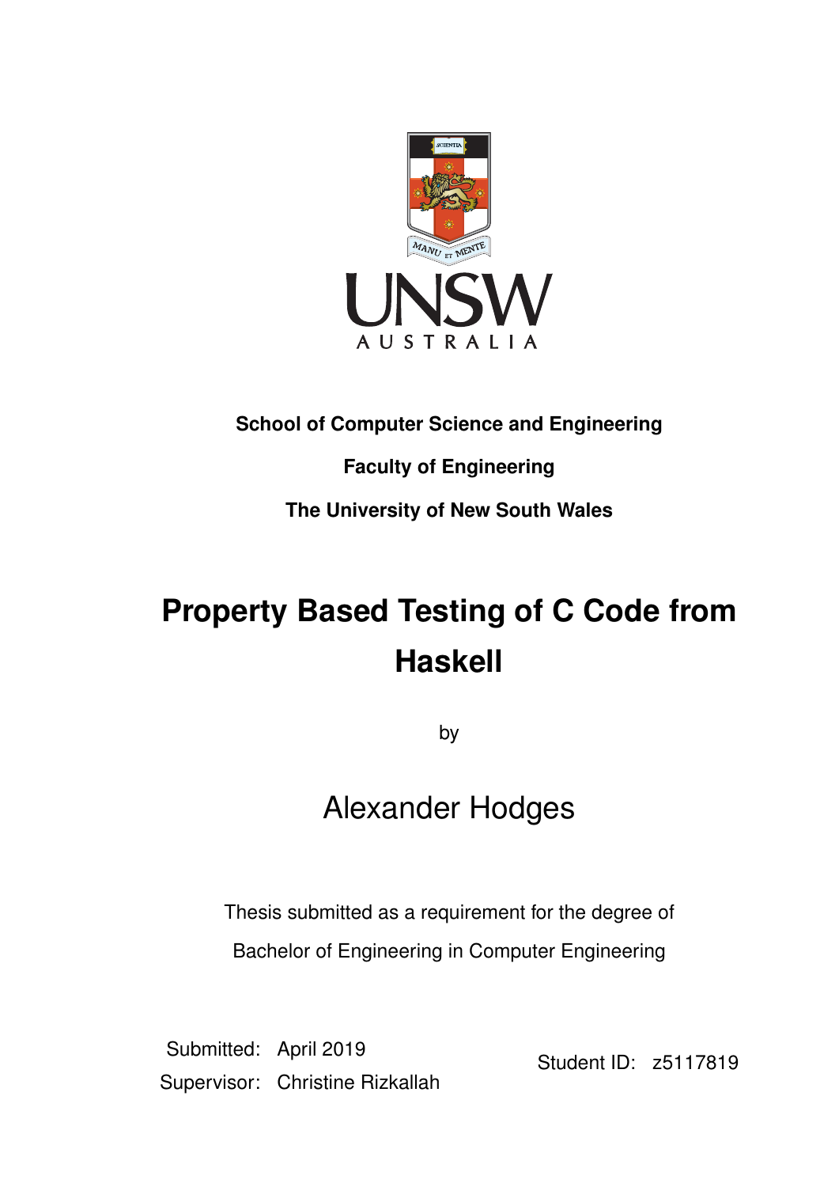**School of Computer Science and Engineering**

**Faculty of Engineering**

**The University of New South Wales**

# Property Based Testing of C Code from Haskell

by

Alexander Hodges

Thesis submitted as a requirement for the degree of Bachelor of Engineering in Computer Engineering

Submitted: April 2019
Supervisor: Christine Rizkallah

Student ID: z5117819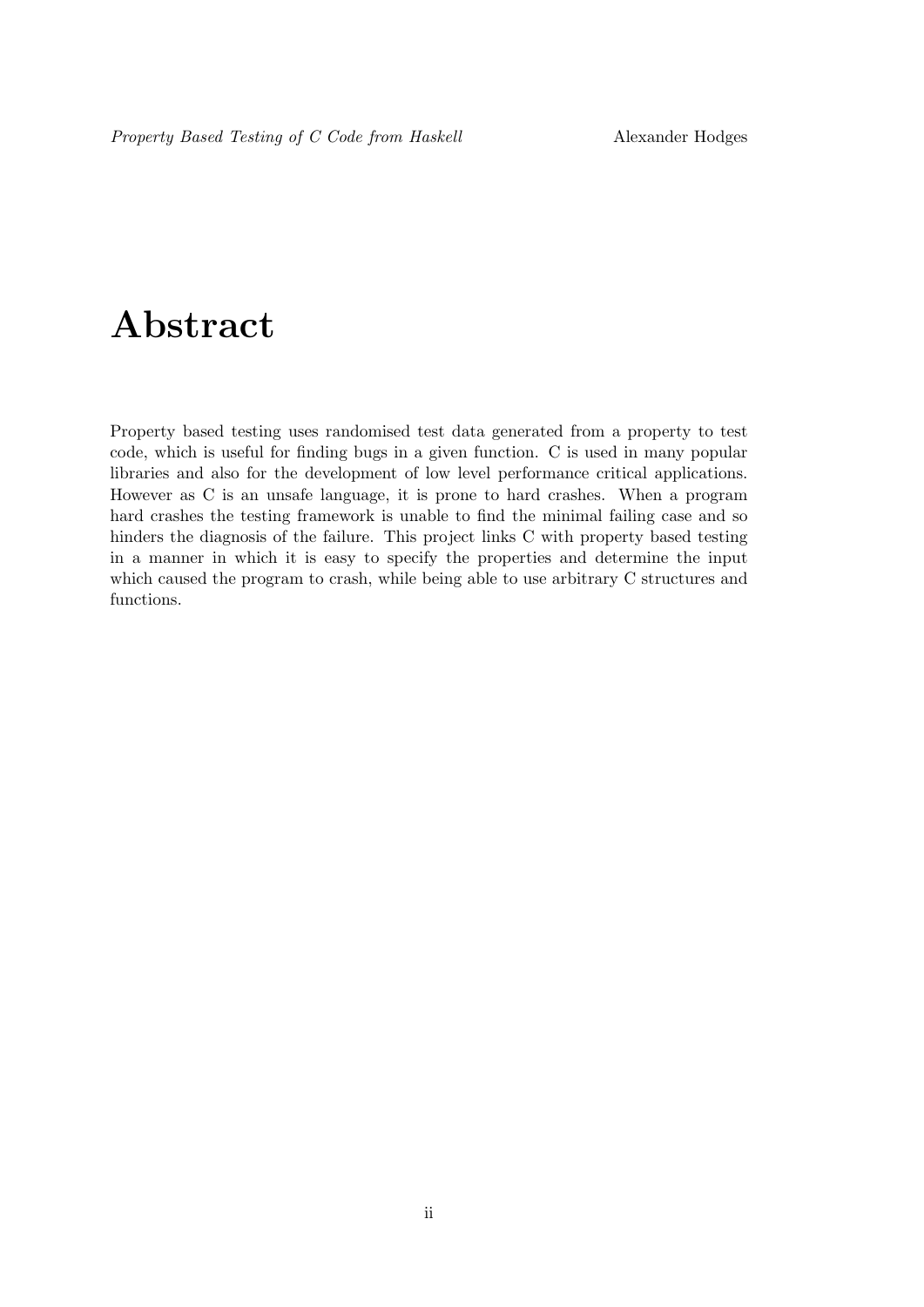# Abstract

Property based testing uses randomised test data generated from a property to test code, which is useful for finding bugs in a given function. C is used in many popular libraries and also for the development of low level performance critical applications. However as C is an unsafe language, it is prone to hard crashes. When a program hard crashes the testing framework is unable to find the minimal failing case and so hinders the diagnosis of the failure. This project links C with property based testing in a manner in which it is easy to specify the properties and determine the input which caused the program to crash, while being able to use arbitrary C structures and functions.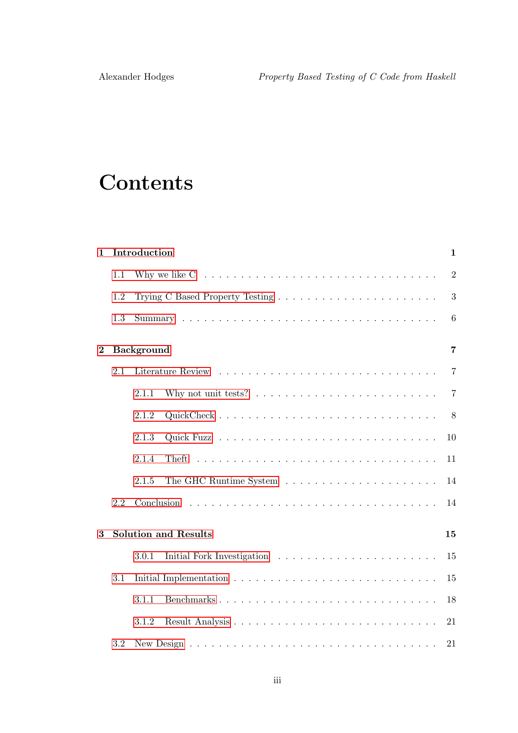# Contents

**1 Introduction** **1**

- 1.1 Why we like C . . . . . . . . . . . . . . . . . . . . . . . . . . . . . . 2
- 1.2 Trying C Based Property Testing . . . . . . . . . . . . . . . . . . . . . 3
- 1.3 Summary . . . . . . . . . . . . . . . . . . . . . . . . . . . . . . . . 6

**2 Background** **7**

- 2.1 Literature Review . . . . . . . . . . . . . . . . . . . . . . . . . . . . 7
  - 2.1.1 Why not unit tests? . . . . . . . . . . . . . . . . . . . . . . . . 7
  - 2.1.2 QuickCheck . . . . . . . . . . . . . . . . . . . . . . . . . . . . 8
  - 2.1.3 Quick Fuzz . . . . . . . . . . . . . . . . . . . . . . . . . . . . 10
  - 2.1.4 Theft . . . . . . . . . . . . . . . . . . . . . . . . . . . . . . . 11
  - 2.1.5 The GHC Runtime System . . . . . . . . . . . . . . . . . . . . 14
- 2.2 Conclusion . . . . . . . . . . . . . . . . . . . . . . . . . . . . . . . 14

**3 Solution and Results** **15**

- 3.0.1 Initial Fork Investigation . . . . . . . . . . . . . . . . . . . . . 15
- 3.1 Initial Implementation . . . . . . . . . . . . . . . . . . . . . . . . . . 15
  - 3.1.1 Benchmarks . . . . . . . . . . . . . . . . . . . . . . . . . . . . 18
  - 3.1.2 Result Analysis . . . . . . . . . . . . . . . . . . . . . . . . . . 21
- 3.2 New Design . . . . . . . . . . . . . . . . . . . . . . . . . . . . . . . 21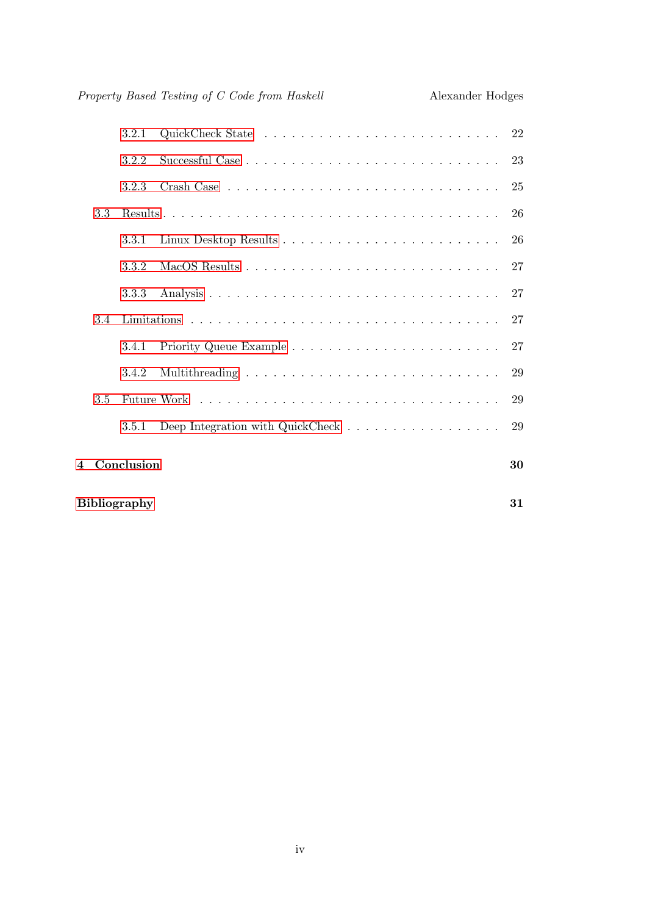- 3.2.1 QuickCheck State . . . . . . . . . . . . . . . . . . . . . . . . . 22
- 3.2.2 Successful Case . . . . . . . . . . . . . . . . . . . . . . . . . . 23
- 3.2.3 Crash Case . . . . . . . . . . . . . . . . . . . . . . . . . . . . 25
- 3.3 Results . . . . . . . . . . . . . . . . . . . . . . . . . . . . . . . . . 26
  - 3.3.1 Linux Desktop Results . . . . . . . . . . . . . . . . . . . . . . 26
  - 3.3.2 MacOS Results . . . . . . . . . . . . . . . . . . . . . . . . . . 27
  - 3.3.3 Analysis . . . . . . . . . . . . . . . . . . . . . . . . . . . . . 27
- 3.4 Limitations . . . . . . . . . . . . . . . . . . . . . . . . . . . . . . . 27
  - 3.4.1 Priority Queue Example . . . . . . . . . . . . . . . . . . . . . . 27
  - 3.4.2 Multithreading . . . . . . . . . . . . . . . . . . . . . . . . . . 29
- 3.5 Future Work . . . . . . . . . . . . . . . . . . . . . . . . . . . . . . 29
  - 3.5.1 Deep Integration with QuickCheck . . . . . . . . . . . . . . . . . 29

**4 Conclusion** **30**

**Bibliography** **31**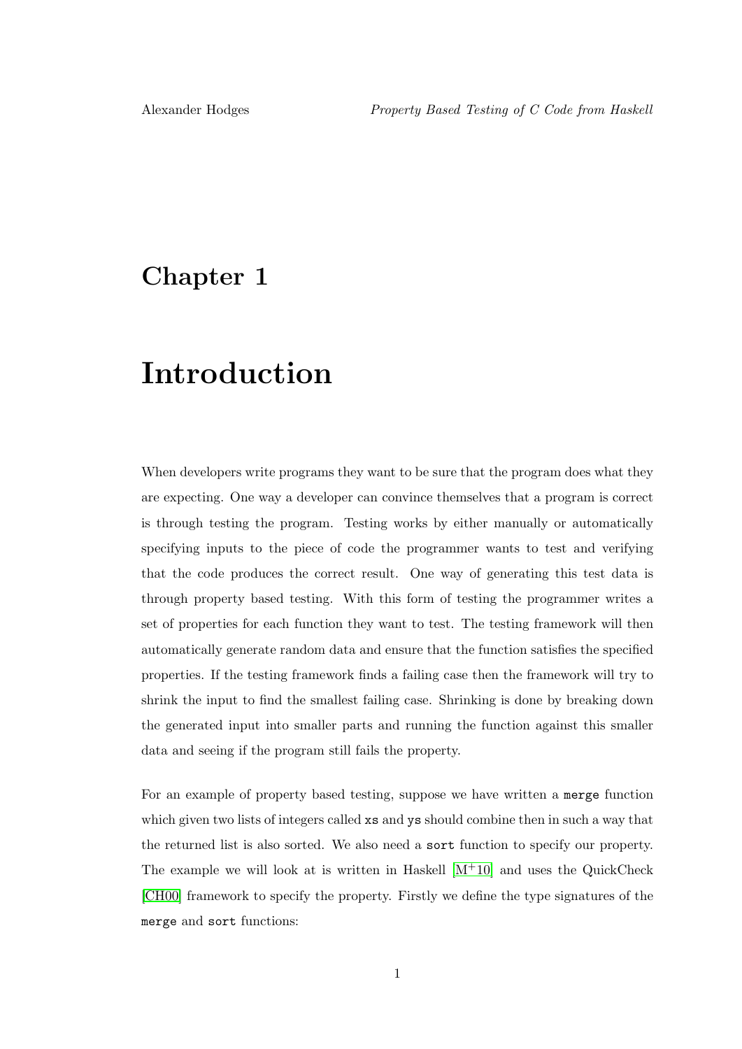# Chapter 1

# Introduction

When developers write programs they want to be sure that the program does what they are expecting. One way a developer can convince themselves that a program is correct is through testing the program. Testing works by either manually or automatically specifying inputs to the piece of code the programmer wants to test and verifying that the code produces the correct result. One way of generating this test data is through property based testing. With this form of testing the programmer writes a set of properties for each function they want to test. The testing framework will then automatically generate random data and ensure that the function satisfies the specified properties. If the testing framework finds a failing case then the framework will try to shrink the input to find the smallest failing case. Shrinking is done by breaking down the generated input into smaller parts and running the function against this smaller data and seeing if the program still fails the property.

For an example of property based testing, suppose we have written a `merge` function which given two lists of integers called `xs` and `ys` should combine then in such a way that the returned list is also sorted. We also need a `sort` function to specify our property. The example we will look at is written in Haskell [M+10] and uses the QuickCheck [CH00] framework to specify the property. Firstly we define the type signatures of the `merge` and `sort` functions: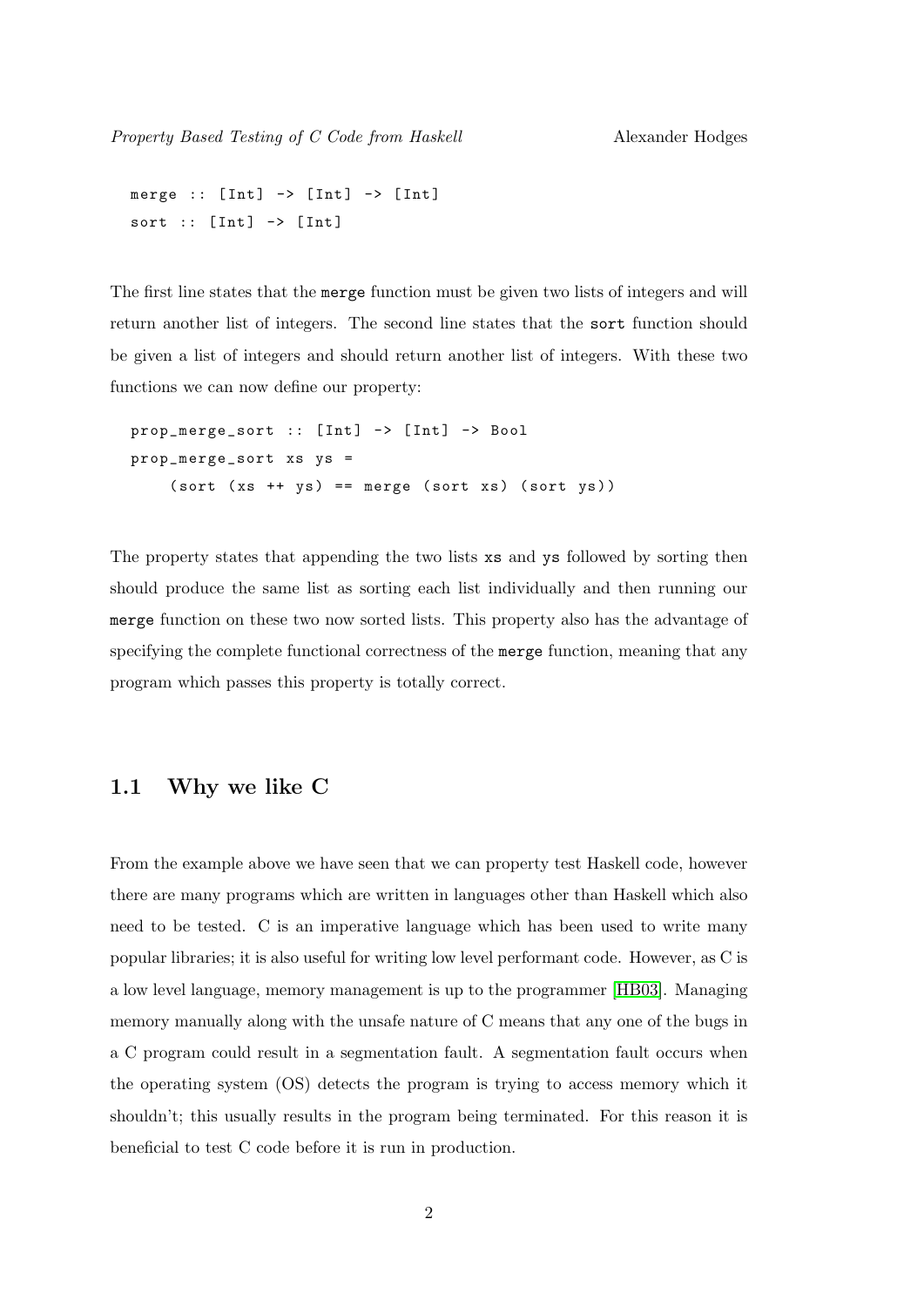```
merge :: [Int] -> [Int] -> [Int]
sort :: [Int] -> [Int]
```

The first line states that the `merge` function must be given two lists of integers and will return another list of integers. The second line states that the `sort` function should be given a list of integers and should return another list of integers. With these two functions we can now define our property:

```
prop_merge_sort :: [Int] -> [Int] -> Bool
prop_merge_sort xs ys =
    (sort (xs ++ ys) == merge (sort xs) (sort ys))
```

The property states that appending the two lists `xs` and `ys` followed by sorting then should produce the same list as sorting each list individually and then running our `merge` function on these two now sorted lists. This property also has the advantage of specifying the complete functional correctness of the `merge` function, meaning that any program which passes this property is totally correct.

## 1.1 Why we like C

From the example above we have seen that we can property test Haskell code, however there are many programs which are written in languages other than Haskell which also need to be tested. C is an imperative language which has been used to write many popular libraries; it is also useful for writing low level performant code. However, as C is a low level language, memory management is up to the programmer [HB03]. Managing memory manually along with the unsafe nature of C means that any one of the bugs in a C program could result in a segmentation fault. A segmentation fault occurs when the operating system (OS) detects the program is trying to access memory which it shouldn't; this usually results in the program being terminated. For this reason it is beneficial to test C code before it is run in production.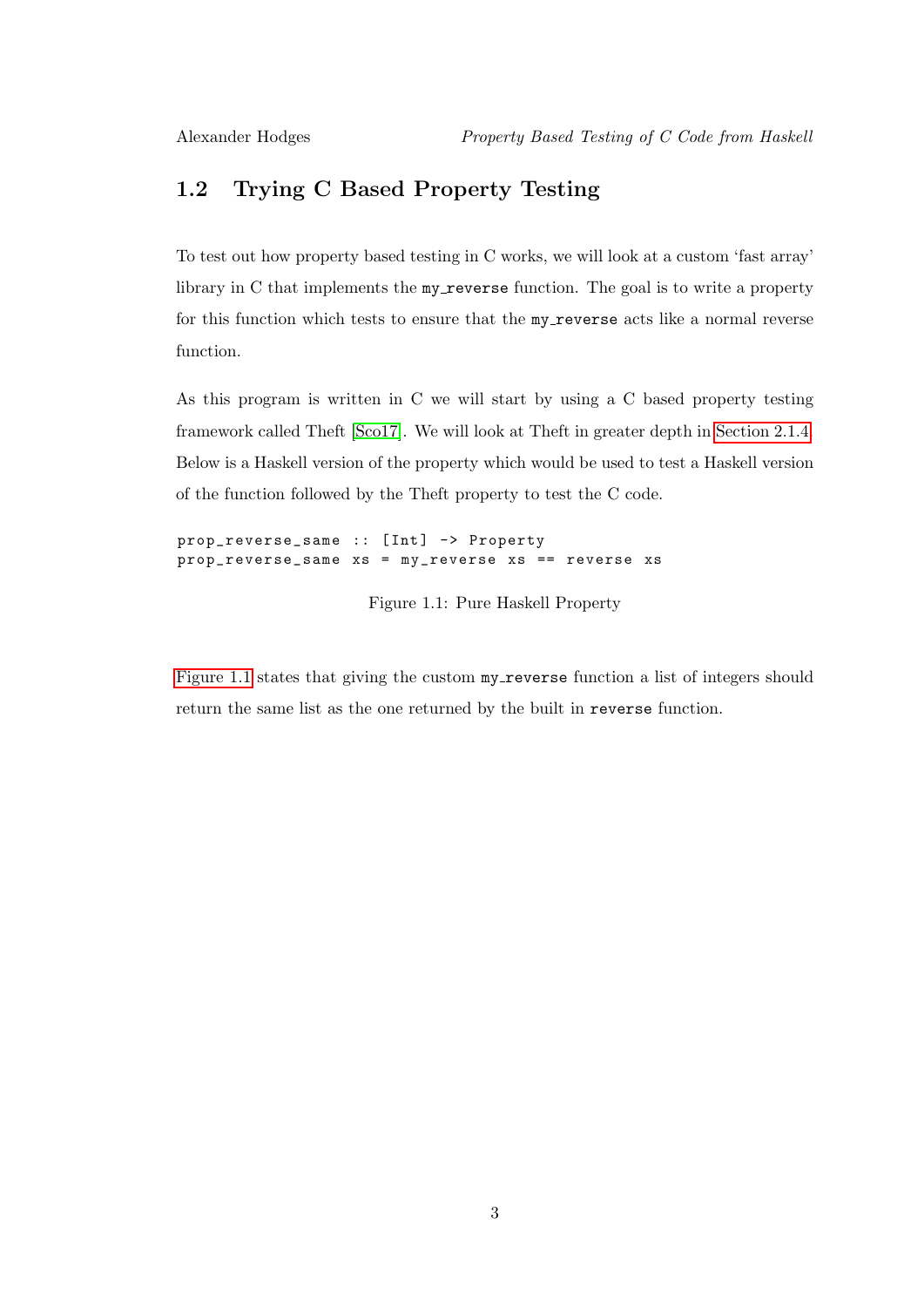## 1.2 Trying C Based Property Testing

To test out how property based testing in C works, we will look at a custom 'fast array' library in C that implements the `my_reverse` function. The goal is to write a property for this function which tests to ensure that the `my_reverse` acts like a normal reverse function.

As this program is written in C we will start by using a C based property testing framework called Theft [Sco17]. We will look at Theft in greater depth in Section 2.1.4. Below is a Haskell version of the property which would be used to test a Haskell version of the function followed by the Theft property to test the C code.

```
prop_reverse_same :: [Int] -> Property
prop_reverse_same xs = my_reverse xs == reverse xs
```

Figure 1.1: Pure Haskell Property

Figure 1.1 states that giving the custom `my_reverse` function a list of integers should return the same list as the one returned by the built in `reverse` function.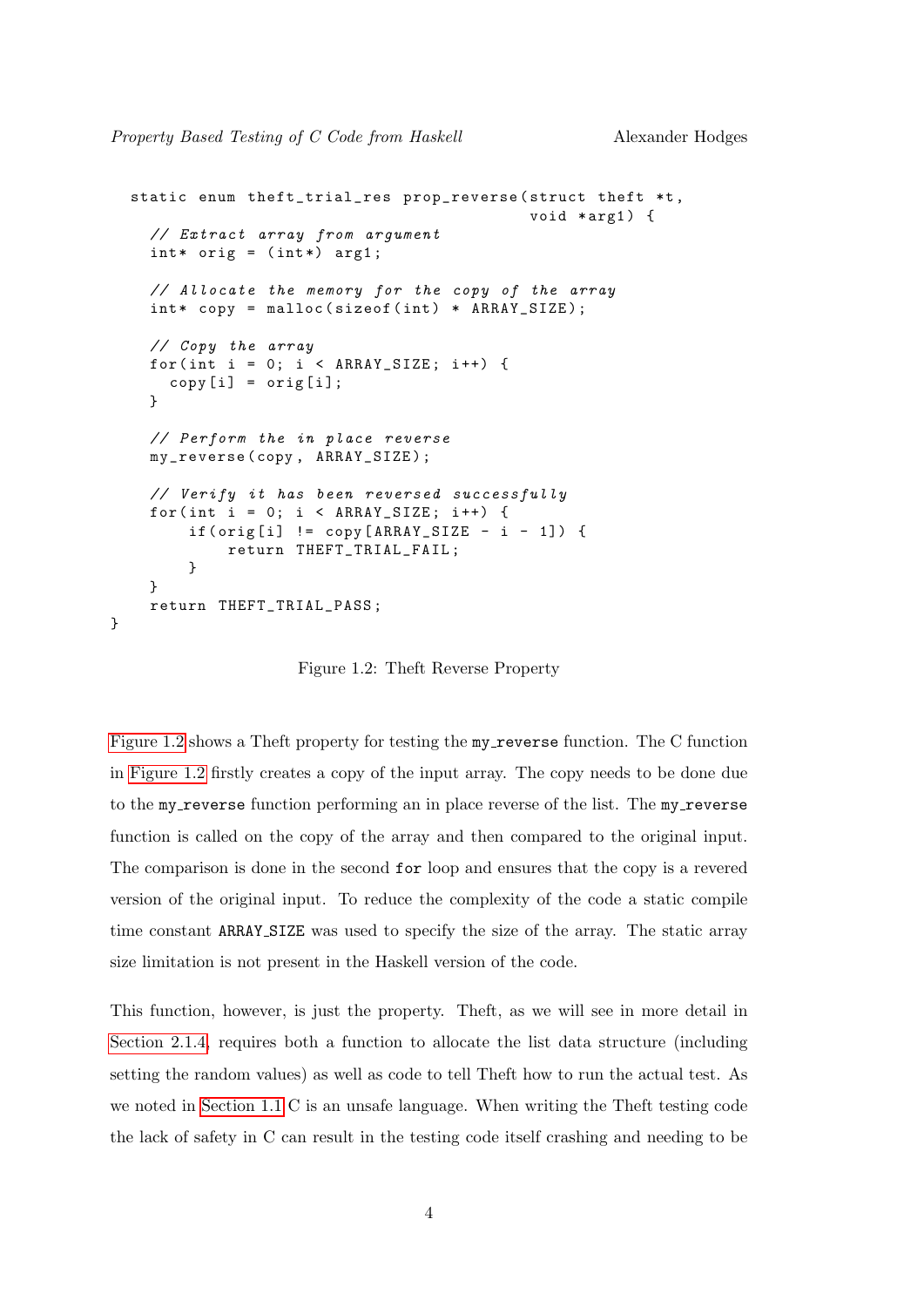```c
static enum theft_trial_res prop_reverse(struct theft *t,
                                         void *arg1) {
  // Extract array from argument
  int* orig = (int*) arg1;

  // Allocate the memory for the copy of the array
  int* copy = malloc(sizeof(int) * ARRAY_SIZE);

  // Copy the array
  for(int i = 0; i < ARRAY_SIZE; i++) {
    copy[i] = orig[i];
  }

  // Perform the in place reverse
  my_reverse(copy, ARRAY_SIZE);

  // Verify it has been reversed successfully
  for(int i = 0; i < ARRAY_SIZE; i++) {
      if(orig[i] != copy[ARRAY_SIZE - i - 1]) {
          return THEFT_TRIAL_FAIL;
      }
  }
  return THEFT_TRIAL_PASS;
}
```

Figure 1.2: Theft Reverse Property

Figure 1.2 shows a Theft property for testing the `my_reverse` function. The C function in Figure 1.2 firstly creates a copy of the input array. The copy needs to be done due to the `my_reverse` function performing an in place reverse of the list. The `my_reverse` function is called on the copy of the array and then compared to the original input. The comparison is done in the second `for` loop and ensures that the copy is a revered version of the original input. To reduce the complexity of the code a static compile time constant `ARRAY_SIZE` was used to specify the size of the array. The static array size limitation is not present in the Haskell version of the code.

This function, however, is just the property. Theft, as we will see in more detail in Section 2.1.4, requires both a function to allocate the list data structure (including setting the random values) as well as code to tell Theft how to run the actual test. As we noted in Section 1.1 C is an unsafe language. When writing the Theft testing code the lack of safety in C can result in the testing code itself crashing and needing to be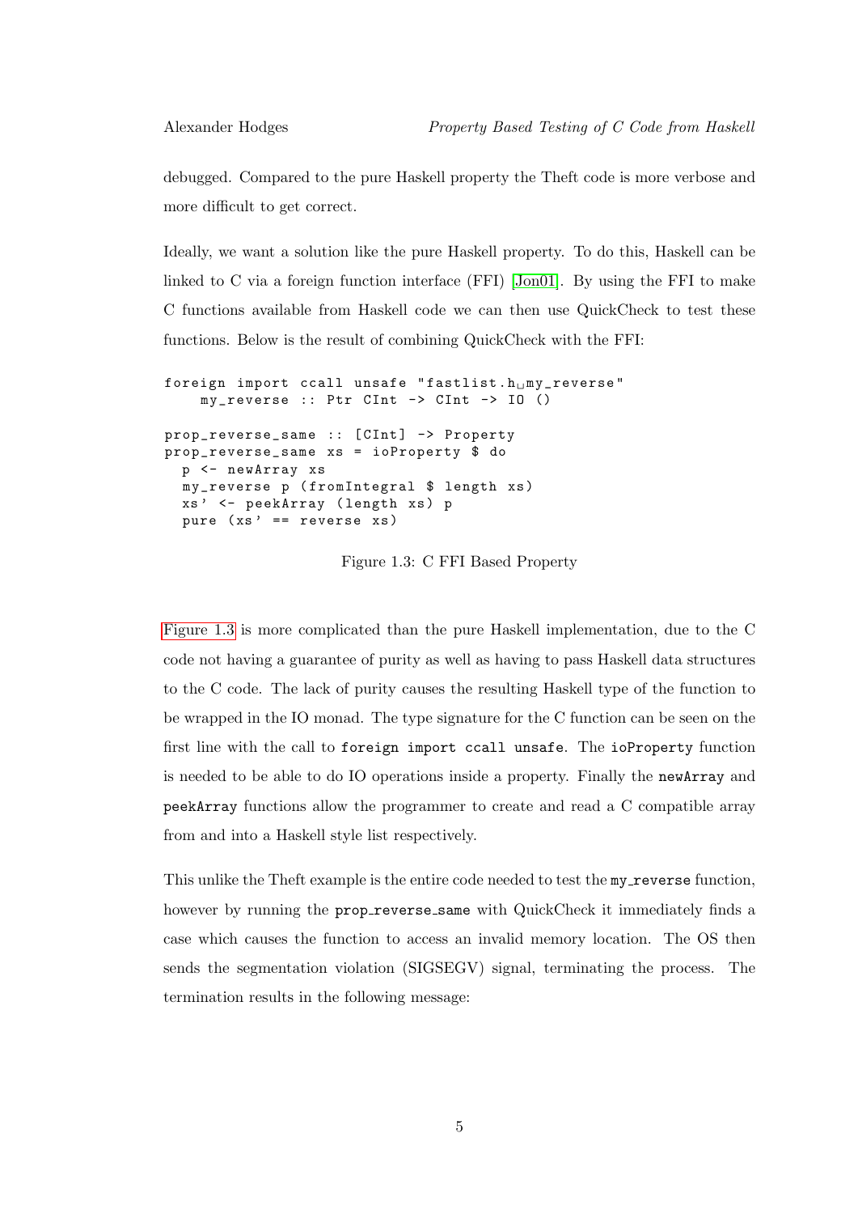debugged. Compared to the pure Haskell property the Theft code is more verbose and more difficult to get correct.

Ideally, we want a solution like the pure Haskell property. To do this, Haskell can be linked to C via a foreign function interface (FFI) [Jon01]. By using the FFI to make C functions available from Haskell code we can then use QuickCheck to test these functions. Below is the result of combining QuickCheck with the FFI:

```
foreign import ccall unsafe "fastlist.h my_reverse"
    my_reverse :: Ptr CInt -> CInt -> IO ()

prop_reverse_same :: [CInt] -> Property
prop_reverse_same xs = ioProperty $ do
  p <- newArray xs
  my_reverse p (fromIntegral $ length xs)
  xs' <- peekArray (length xs) p
  pure (xs' == reverse xs)
```

Figure 1.3: C FFI Based Property

Figure 1.3 is more complicated than the pure Haskell implementation, due to the C code not having a guarantee of purity as well as having to pass Haskell data structures to the C code. The lack of purity causes the resulting Haskell type of the function to be wrapped in the IO monad. The type signature for the C function can be seen on the first line with the call to `foreign import ccall unsafe`. The `ioProperty` function is needed to be able to do IO operations inside a property. Finally the `newArray` and `peekArray` functions allow the programmer to create and read a C compatible array from and into a Haskell style list respectively.

This unlike the Theft example is the entire code needed to test the `my_reverse` function, however by running the `prop_reverse_same` with QuickCheck it immediately finds a case which causes the function to access an invalid memory location. The OS then sends the segmentation violation (SIGSEGV) signal, terminating the process. The termination results in the following message: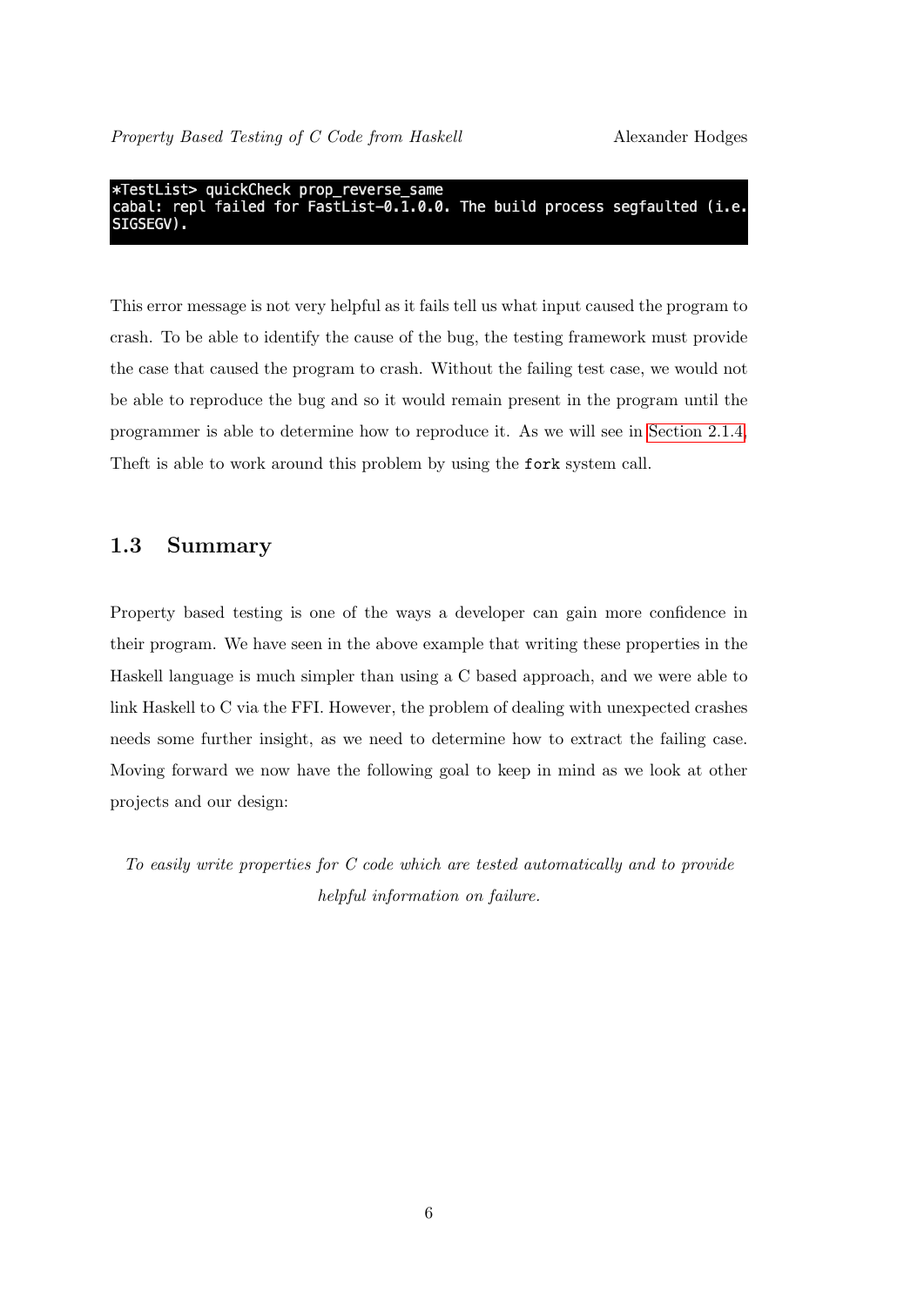```
*TestList> quickCheck prop_reverse_same
cabal: repl failed for FastList-0.1.0.0. The build process segfaulted (i.e.
SIGSEGV).
```

This error message is not very helpful as it fails tell us what input caused the program to crash. To be able to identify the cause of the bug, the testing framework must provide the case that caused the program to crash. Without the failing test case, we would not be able to reproduce the bug and so it would remain present in the program until the programmer is able to determine how to reproduce it. As we will see in Section 2.1.4, Theft is able to work around this problem by using the `fork` system call.

## 1.3 Summary

Property based testing is one of the ways a developer can gain more confidence in their program. We have seen in the above example that writing these properties in the Haskell language is much simpler than using a C based approach, and we were able to link Haskell to C via the FFI. However, the problem of dealing with unexpected crashes needs some further insight, as we need to determine how to extract the failing case. Moving forward we now have the following goal to keep in mind as we look at other projects and our design:

*To easily write properties for C code which are tested automatically and to provide helpful information on failure.*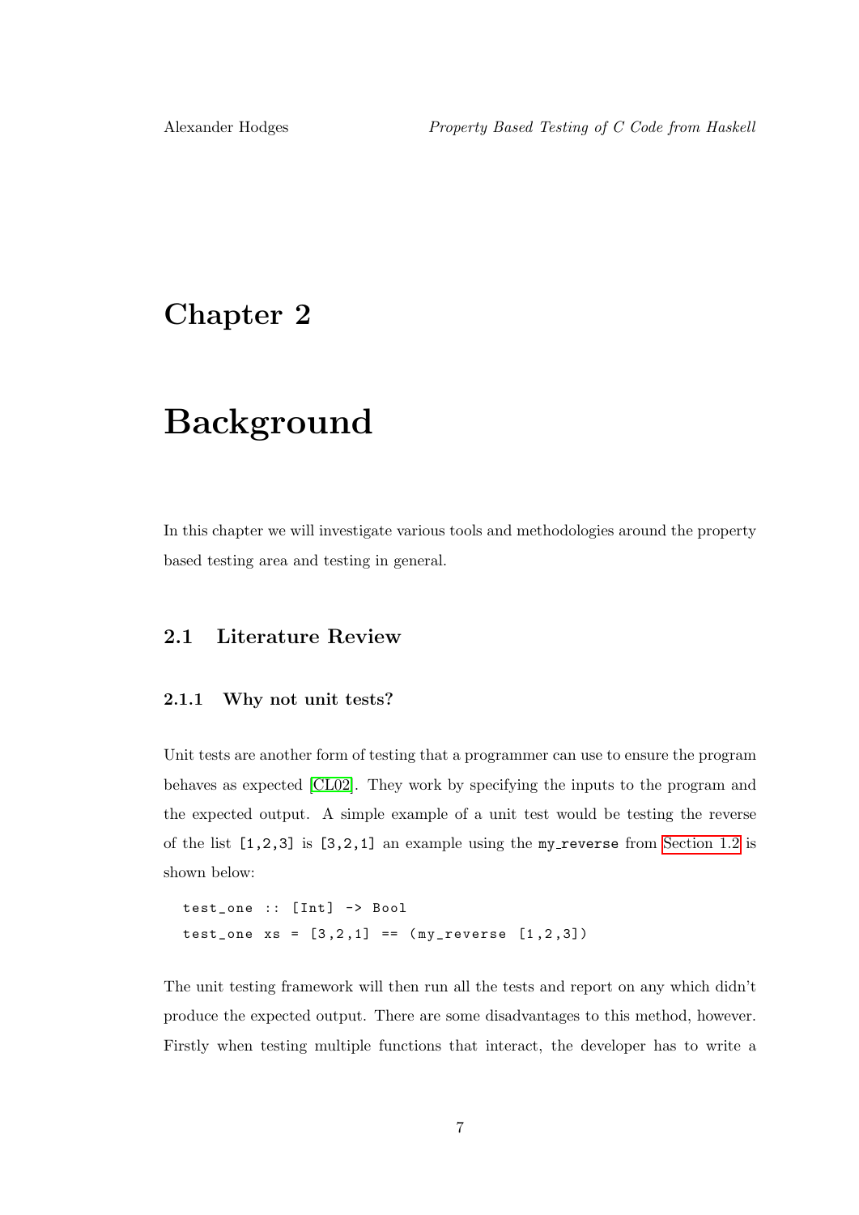# Chapter 2

# Background

In this chapter we will investigate various tools and methodologies around the property based testing area and testing in general.

## 2.1 Literature Review

### 2.1.1 Why not unit tests?

Unit tests are another form of testing that a programmer can use to ensure the program behaves as expected [CL02]. They work by specifying the inputs to the program and the expected output. A simple example of a unit test would be testing the reverse of the list `[1,2,3]` is `[3,2,1]` an example using the `my_reverse` from Section 1.2 is shown below:

```
test_one :: [Int] -> Bool
test_one xs = [3,2,1] == (my_reverse [1,2,3])
```

The unit testing framework will then run all the tests and report on any which didn't produce the expected output. There are some disadvantages to this method, however. Firstly when testing multiple functions that interact, the developer has to write a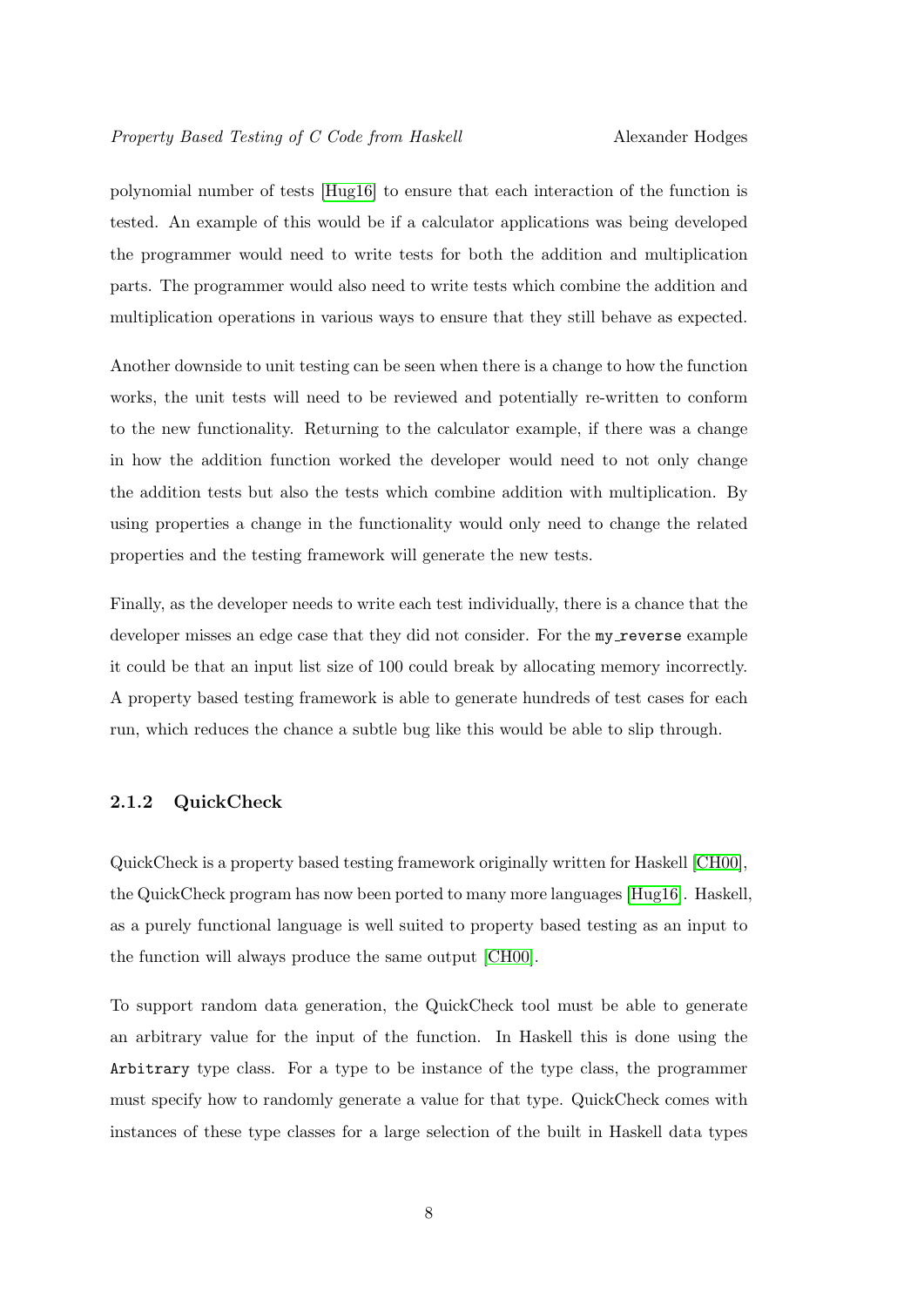polynomial number of tests [Hug16] to ensure that each interaction of the function is tested. An example of this would be if a calculator applications was being developed the programmer would need to write tests for both the addition and multiplication parts. The programmer would also need to write tests which combine the addition and multiplication operations in various ways to ensure that they still behave as expected.

Another downside to unit testing can be seen when there is a change to how the function works, the unit tests will need to be reviewed and potentially re-written to conform to the new functionality. Returning to the calculator example, if there was a change in how the addition function worked the developer would need to not only change the addition tests but also the tests which combine addition with multiplication. By using properties a change in the functionality would only need to change the related properties and the testing framework will generate the new tests.

Finally, as the developer needs to write each test individually, there is a chance that the developer misses an edge case that they did not consider. For the `my_reverse` example it could be that an input list size of 100 could break by allocating memory incorrectly. A property based testing framework is able to generate hundreds of test cases for each run, which reduces the chance a subtle bug like this would be able to slip through.

### 2.1.2 QuickCheck

QuickCheck is a property based testing framework originally written for Haskell [CH00], the QuickCheck program has now been ported to many more languages [Hug16]. Haskell, as a purely functional language is well suited to property based testing as an input to the function will always produce the same output [CH00].

To support random data generation, the QuickCheck tool must be able to generate an arbitrary value for the input of the function. In Haskell this is done using the `Arbitrary` type class. For a type to be instance of the type class, the programmer must specify how to randomly generate a value for that type. QuickCheck comes with instances of these type classes for a large selection of the built in Haskell data types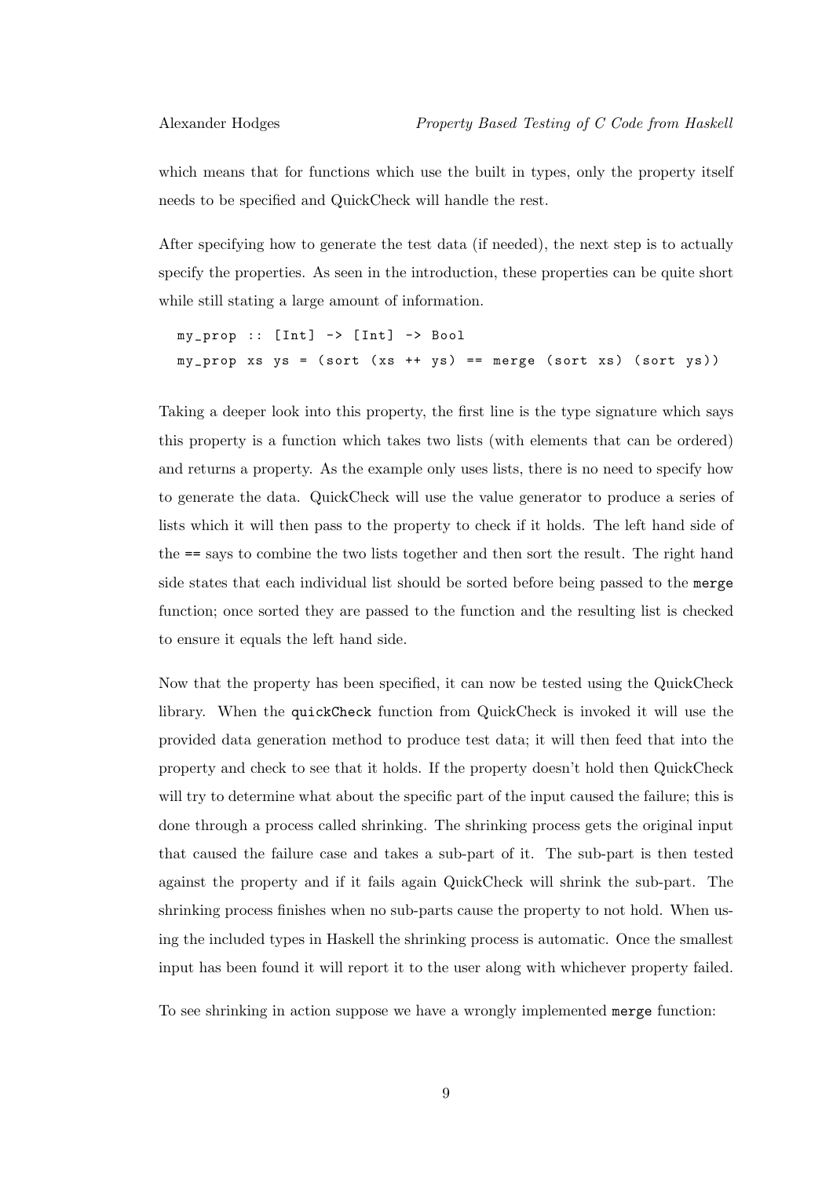which means that for functions which use the built in types, only the property itself needs to be specified and QuickCheck will handle the rest.

After specifying how to generate the test data (if needed), the next step is to actually specify the properties. As seen in the introduction, these properties can be quite short while still stating a large amount of information.

```
my_prop :: [Int] -> [Int] -> Bool
my_prop xs ys = (sort (xs ++ ys) == merge (sort xs) (sort ys))
```

Taking a deeper look into this property, the first line is the type signature which says this property is a function which takes two lists (with elements that can be ordered) and returns a property. As the example only uses lists, there is no need to specify how to generate the data. QuickCheck will use the value generator to produce a series of lists which it will then pass to the property to check if it holds. The left hand side of the `==` says to combine the two lists together and then sort the result. The right hand side states that each individual list should be sorted before being passed to the `merge` function; once sorted they are passed to the function and the resulting list is checked to ensure it equals the left hand side.

Now that the property has been specified, it can now be tested using the QuickCheck library. When the `quickCheck` function from QuickCheck is invoked it will use the provided data generation method to produce test data; it will then feed that into the property and check to see that it holds. If the property doesn't hold then QuickCheck will try to determine what about the specific part of the input caused the failure; this is done through a process called shrinking. The shrinking process gets the original input that caused the failure case and takes a sub-part of it. The sub-part is then tested against the property and if it fails again QuickCheck will shrink the sub-part. The shrinking process finishes when no sub-parts cause the property to not hold. When using the included types in Haskell the shrinking process is automatic. Once the smallest input has been found it will report it to the user along with whichever property failed.

To see shrinking in action suppose we have a wrongly implemented `merge` function: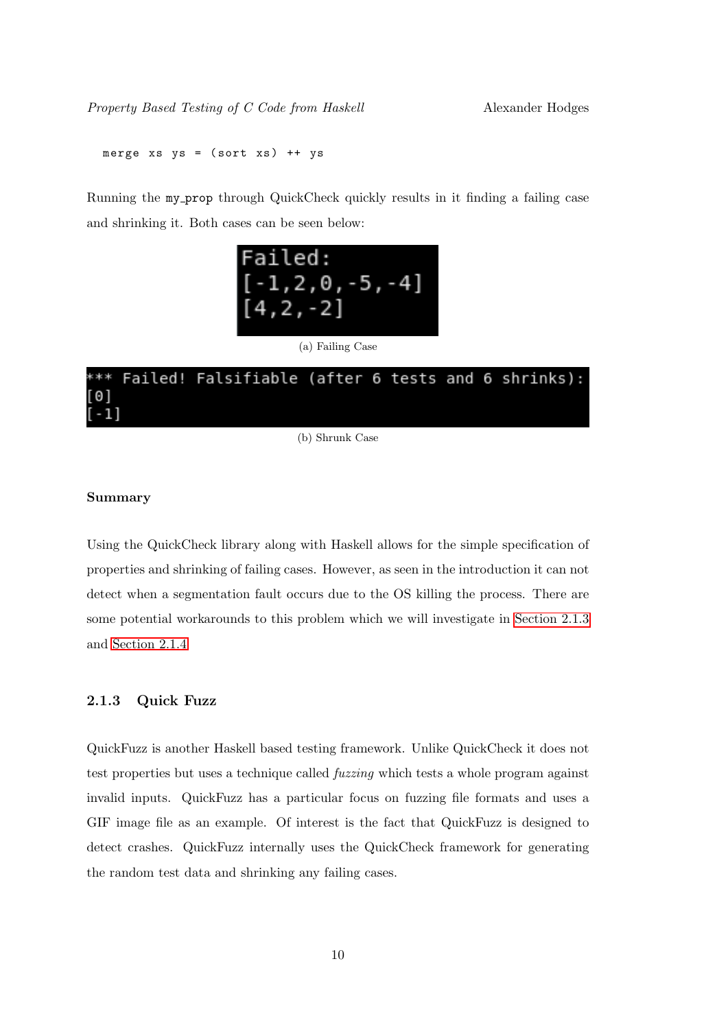```
merge xs ys = (sort xs) ++ ys
```

Running the `my_prop` through QuickCheck quickly results in it finding a failing case and shrinking it. Both cases can be seen below:

```
Failed:
[-1,2,0,-5,-4]
[4,2,-2]
```

(a) Failing Case

```
*** Failed! Falsifiable (after 6 tests and 6 shrinks):
[0]
[-1]
```

(b) Shrunk Case

**Summary**

Using the QuickCheck library along with Haskell allows for the simple specification of properties and shrinking of failing cases. However, as seen in the introduction it can not detect when a segmentation fault occurs due to the OS killing the process. There are some potential workarounds to this problem which we will investigate in Section 2.1.3 and Section 2.1.4.

### 2.1.3 Quick Fuzz

QuickFuzz is another Haskell based testing framework. Unlike QuickCheck it does not test properties but uses a technique called *fuzzing* which tests a whole program against invalid inputs. QuickFuzz has a particular focus on fuzzing file formats and uses a GIF image file as an example. Of interest is the fact that QuickFuzz is designed to detect crashes. QuickFuzz internally uses the QuickCheck framework for generating the random test data and shrinking any failing cases.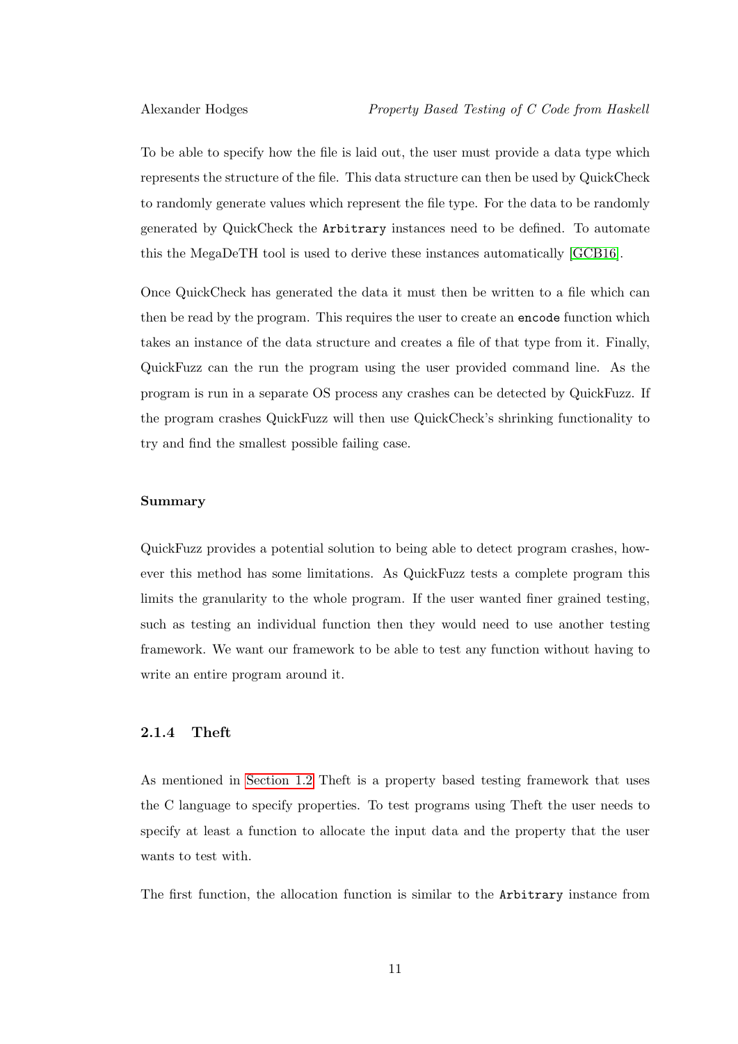To be able to specify how the file is laid out, the user must provide a data type which represents the structure of the file. This data structure can then be used by QuickCheck to randomly generate values which represent the file type. For the data to be randomly generated by QuickCheck the `Arbitrary` instances need to be defined. To automate this the MegaDeTH tool is used to derive these instances automatically [GCB16].

Once QuickCheck has generated the data it must then be written to a file which can then be read by the program. This requires the user to create an `encode` function which takes an instance of the data structure and creates a file of that type from it. Finally, QuickFuzz can the run the program using the user provided command line. As the program is run in a separate OS process any crashes can be detected by QuickFuzz. If the program crashes QuickFuzz will then use QuickCheck's shrinking functionality to try and find the smallest possible failing case.

#### Summary

QuickFuzz provides a potential solution to being able to detect program crashes, however this method has some limitations. As QuickFuzz tests a complete program this limits the granularity to the whole program. If the user wanted finer grained testing, such as testing an individual function then they would need to use another testing framework. We want our framework to be able to test any function without having to write an entire program around it.

### 2.1.4 Theft

As mentioned in Section 1.2 Theft is a property based testing framework that uses the C language to specify properties. To test programs using Theft the user needs to specify at least a function to allocate the input data and the property that the user wants to test with.

The first function, the allocation function is similar to the `Arbitrary` instance from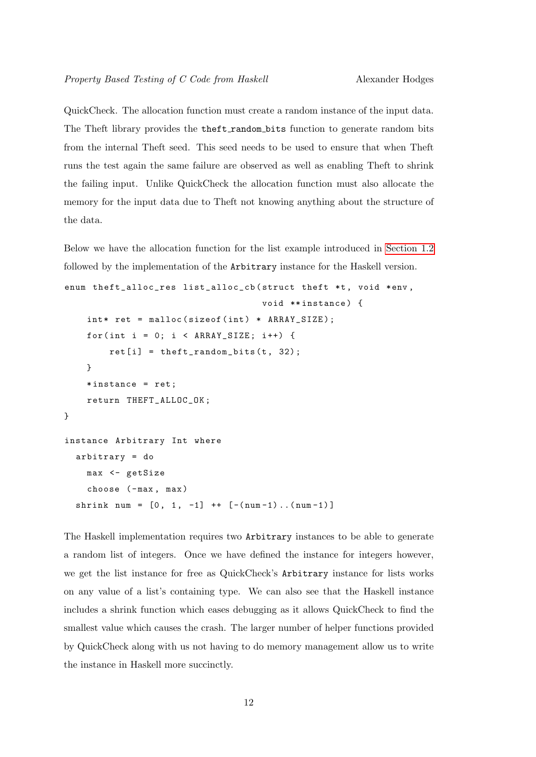QuickCheck. The allocation function must create a random instance of the input data. The Theft library provides the `theft_random_bits` function to generate random bits from the internal Theft seed. This seed needs to be used to ensure that when Theft runs the test again the same failure are observed as well as enabling Theft to shrink the failing input. Unlike QuickCheck the allocation function must also allocate the memory for the input data due to Theft not knowing anything about the structure of the data.

Below we have the allocation function for the list example introduced in Section 1.2 followed by the implementation of the `Arbitrary` instance for the Haskell version.

```
enum theft_alloc_res list_alloc_cb(struct theft *t, void *env,
                                   void **instance) {
    int* ret = malloc(sizeof(int) * ARRAY_SIZE);
    for(int i = 0; i < ARRAY_SIZE; i++) {
        ret[i] = theft_random_bits(t, 32);
    }
    *instance = ret;
    return THEFT_ALLOC_OK;
}
```

```
instance Arbitrary Int where
  arbitrary = do
    max <- getSize
    choose (-max, max)
  shrink num = [0, 1, -1] ++ [-(num-1)..(num-1)]
```

The Haskell implementation requires two `Arbitrary` instances to be able to generate a random list of integers. Once we have defined the instance for integers however, we get the list instance for free as QuickCheck's `Arbitrary` instance for lists works on any value of a list's containing type. We can also see that the Haskell instance includes a shrink function which eases debugging as it allows QuickCheck to find the smallest value which causes the crash. The larger number of helper functions provided by QuickCheck along with us not having to do memory management allow us to write the instance in Haskell more succinctly.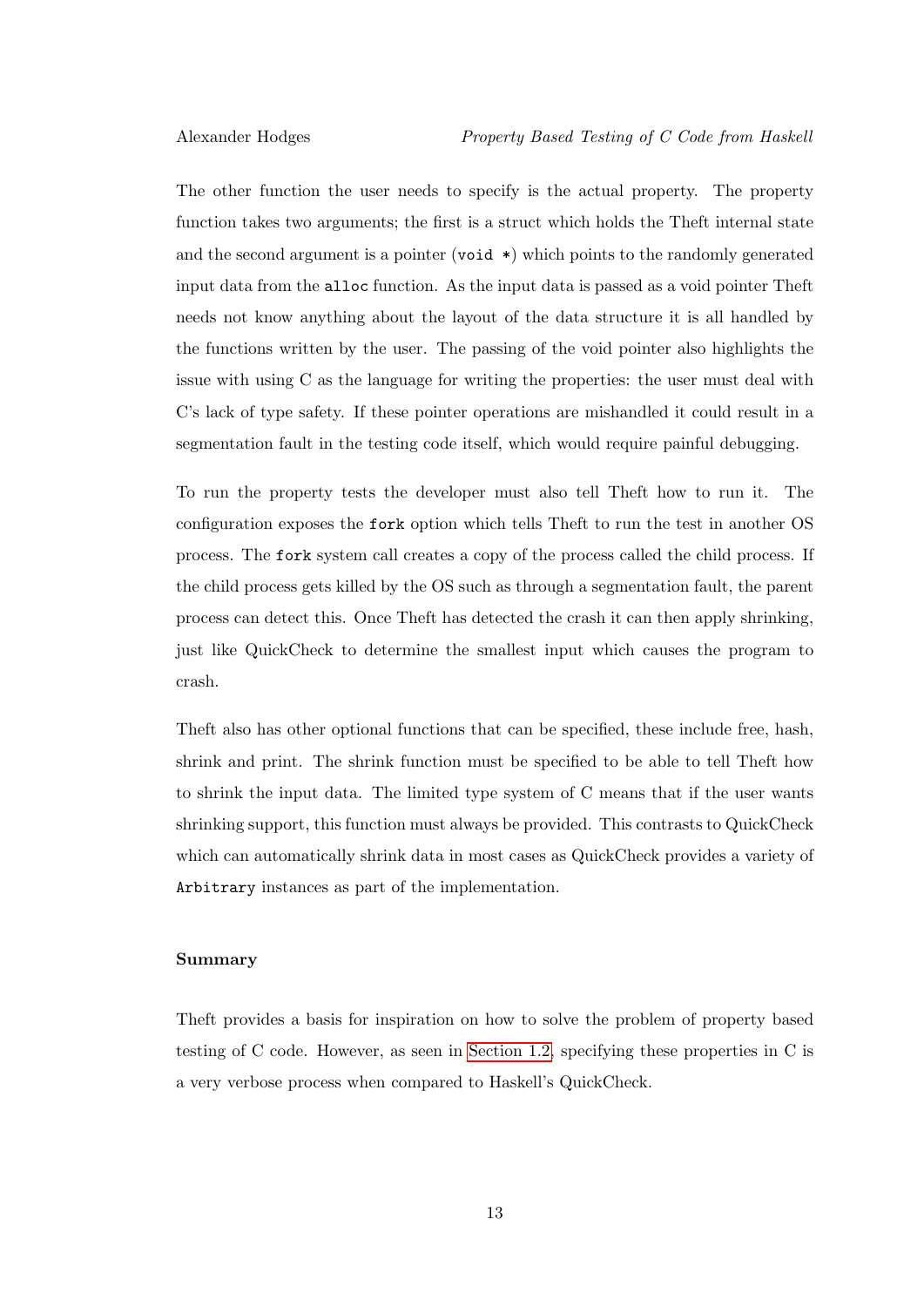The other function the user needs to specify is the actual property. The property function takes two arguments; the first is a struct which holds the Theft internal state and the second argument is a pointer (`void *`) which points to the randomly generated input data from the `alloc` function. As the input data is passed as a void pointer Theft needs not know anything about the layout of the data structure it is all handled by the functions written by the user. The passing of the void pointer also highlights the issue with using C as the language for writing the properties: the user must deal with C's lack of type safety. If these pointer operations are mishandled it could result in a segmentation fault in the testing code itself, which would require painful debugging.

To run the property tests the developer must also tell Theft how to run it. The configuration exposes the `fork` option which tells Theft to run the test in another OS process. The `fork` system call creates a copy of the process called the child process. If the child process gets killed by the OS such as through a segmentation fault, the parent process can detect this. Once Theft has detected the crash it can then apply shrinking, just like QuickCheck to determine the smallest input which causes the program to crash.

Theft also has other optional functions that can be specified, these include free, hash, shrink and print. The shrink function must be specified to be able to tell Theft how to shrink the input data. The limited type system of C means that if the user wants shrinking support, this function must always be provided. This contrasts to QuickCheck which can automatically shrink data in most cases as QuickCheck provides a variety of `Arbitrary` instances as part of the implementation.

#### Summary

Theft provides a basis for inspiration on how to solve the problem of property based testing of C code. However, as seen in Section 1.2, specifying these properties in C is a very verbose process when compared to Haskell's QuickCheck.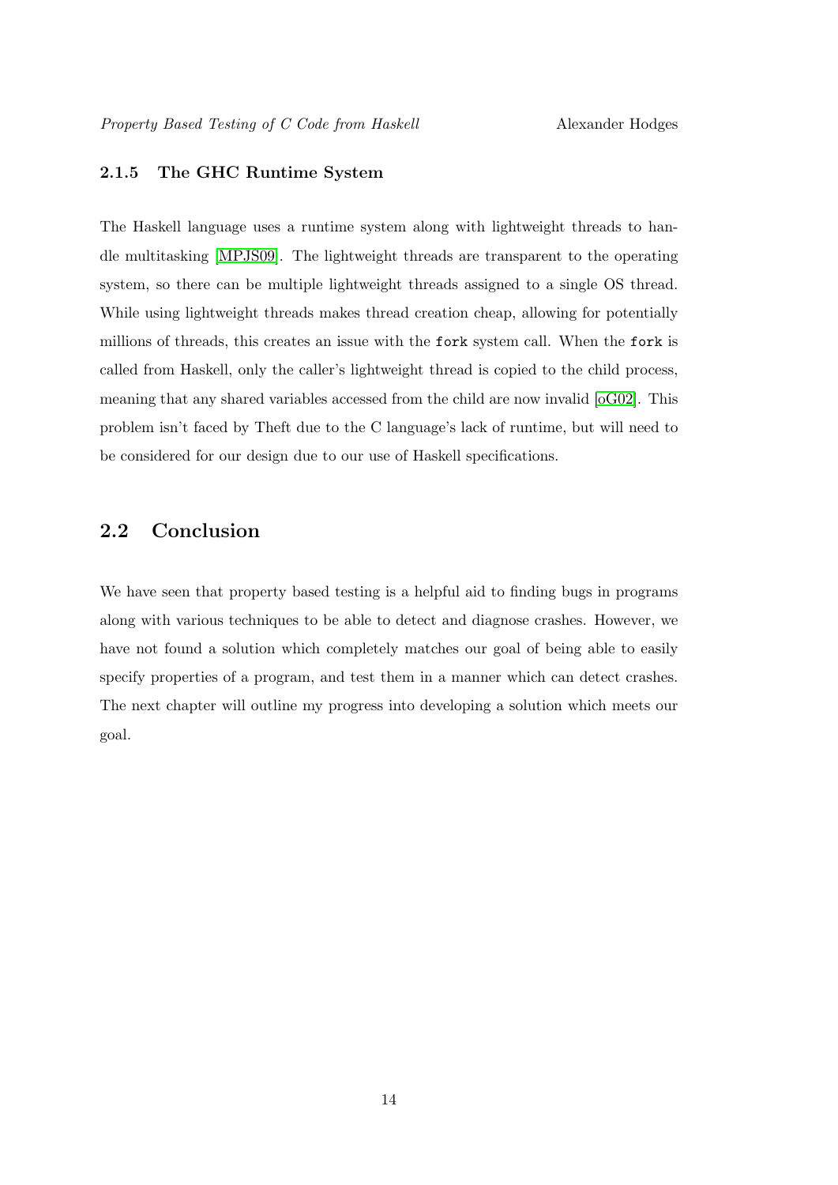### 2.1.5 The GHC Runtime System

The Haskell language uses a runtime system along with lightweight threads to handle multitasking [MPJS09]. The lightweight threads are transparent to the operating system, so there can be multiple lightweight threads assigned to a single OS thread. While using lightweight threads makes thread creation cheap, allowing for potentially millions of threads, this creates an issue with the `fork` system call. When the `fork` is called from Haskell, only the caller's lightweight thread is copied to the child process, meaning that any shared variables accessed from the child are now invalid [oG02]. This problem isn't faced by Theft due to the C language's lack of runtime, but will need to be considered for our design due to our use of Haskell specifications.

## 2.2 Conclusion

We have seen that property based testing is a helpful aid to finding bugs in programs along with various techniques to be able to detect and diagnose crashes. However, we have not found a solution which completely matches our goal of being able to easily specify properties of a program, and test them in a manner which can detect crashes. The next chapter will outline my progress into developing a solution which meets our goal.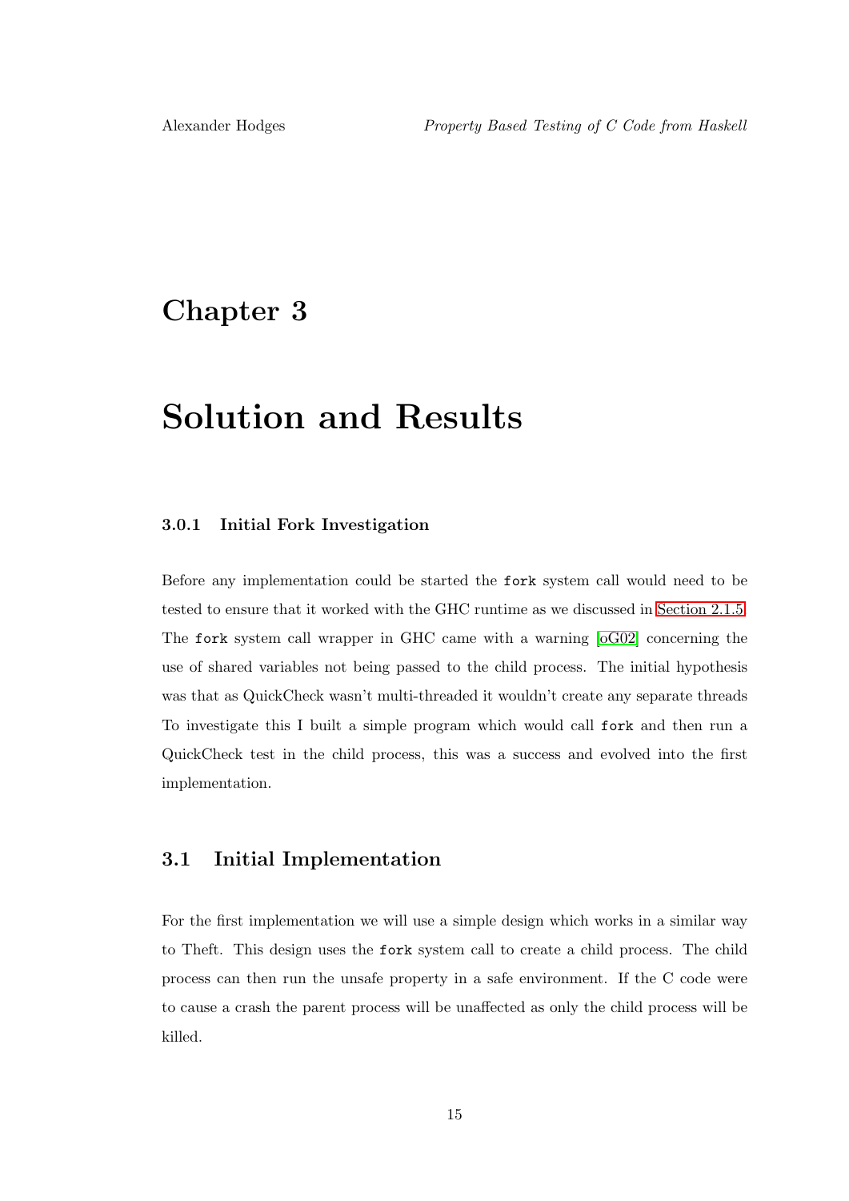# Chapter 3

# Solution and Results

### 3.0.1 Initial Fork Investigation

Before any implementation could be started the `fork` system call would need to be tested to ensure that it worked with the GHC runtime as we discussed in Section 2.1.5. The `fork` system call wrapper in GHC came with a warning [oG02] concerning the use of shared variables not being passed to the child process. The initial hypothesis was that as QuickCheck wasn't multi-threaded it wouldn't create any separate threads To investigate this I built a simple program which would call `fork` and then run a QuickCheck test in the child process, this was a success and evolved into the first implementation.

## 3.1 Initial Implementation

For the first implementation we will use a simple design which works in a similar way to Theft. This design uses the `fork` system call to create a child process. The child process can then run the unsafe property in a safe environment. If the C code were to cause a crash the parent process will be unaffected as only the child process will be killed.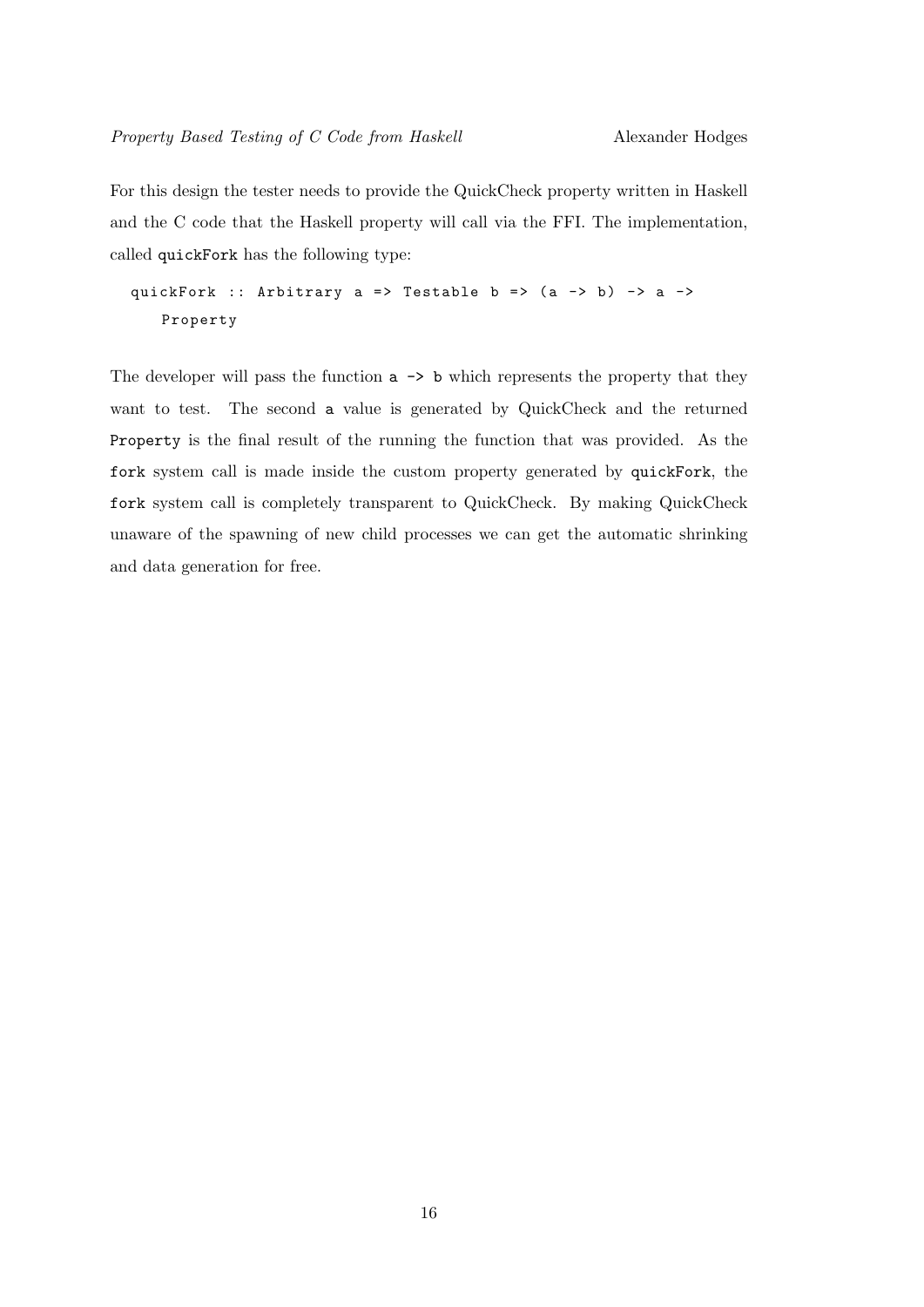For this design the tester needs to provide the QuickCheck property written in Haskell and the C code that the Haskell property will call via the FFI. The implementation, called `quickFork` has the following type:

```
quickFork :: Arbitrary a => Testable b => (a -> b) -> a ->
    Property
```

The developer will pass the function `a -> b` which represents the property that they want to test. The second `a` value is generated by QuickCheck and the returned `Property` is the final result of the running the function that was provided. As the `fork` system call is made inside the custom property generated by `quickFork`, the `fork` system call is completely transparent to QuickCheck. By making QuickCheck unaware of the spawning of new child processes we can get the automatic shrinking and data generation for free.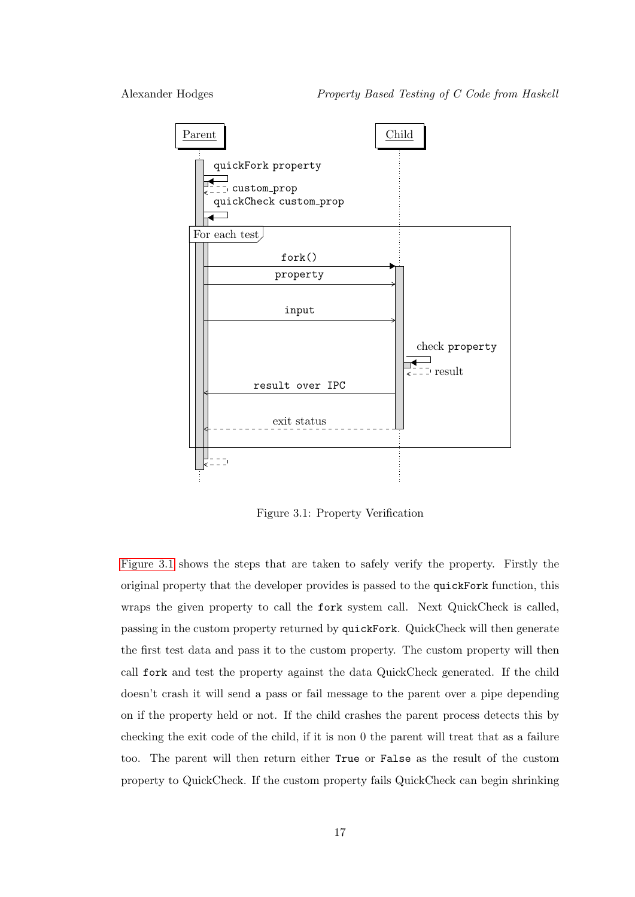Parent

Child

quickFork property

custom_prop

quickCheck custom_prop

For each test

fork()

property

input

check property

result

result over IPC

exit status

Figure 3.1: Property Verification

Figure 3.1 shows the steps that are taken to safely verify the property. Firstly the original property that the developer provides is passed to the `quickFork` function, this wraps the given property to call the `fork` system call. Next QuickCheck is called, passing in the custom property returned by `quickFork`. QuickCheck will then generate the first test data and pass it to the custom property. The custom property will then call `fork` and test the property against the data QuickCheck generated. If the child doesn't crash it will send a pass or fail message to the parent over a pipe depending on if the property held or not. If the child crashes the parent process detects this by checking the exit code of the child, if it is non 0 the parent will treat that as a failure too. The parent will then return either `True` or `False` as the result of the custom property to QuickCheck. If the custom property fails QuickCheck can begin shrinking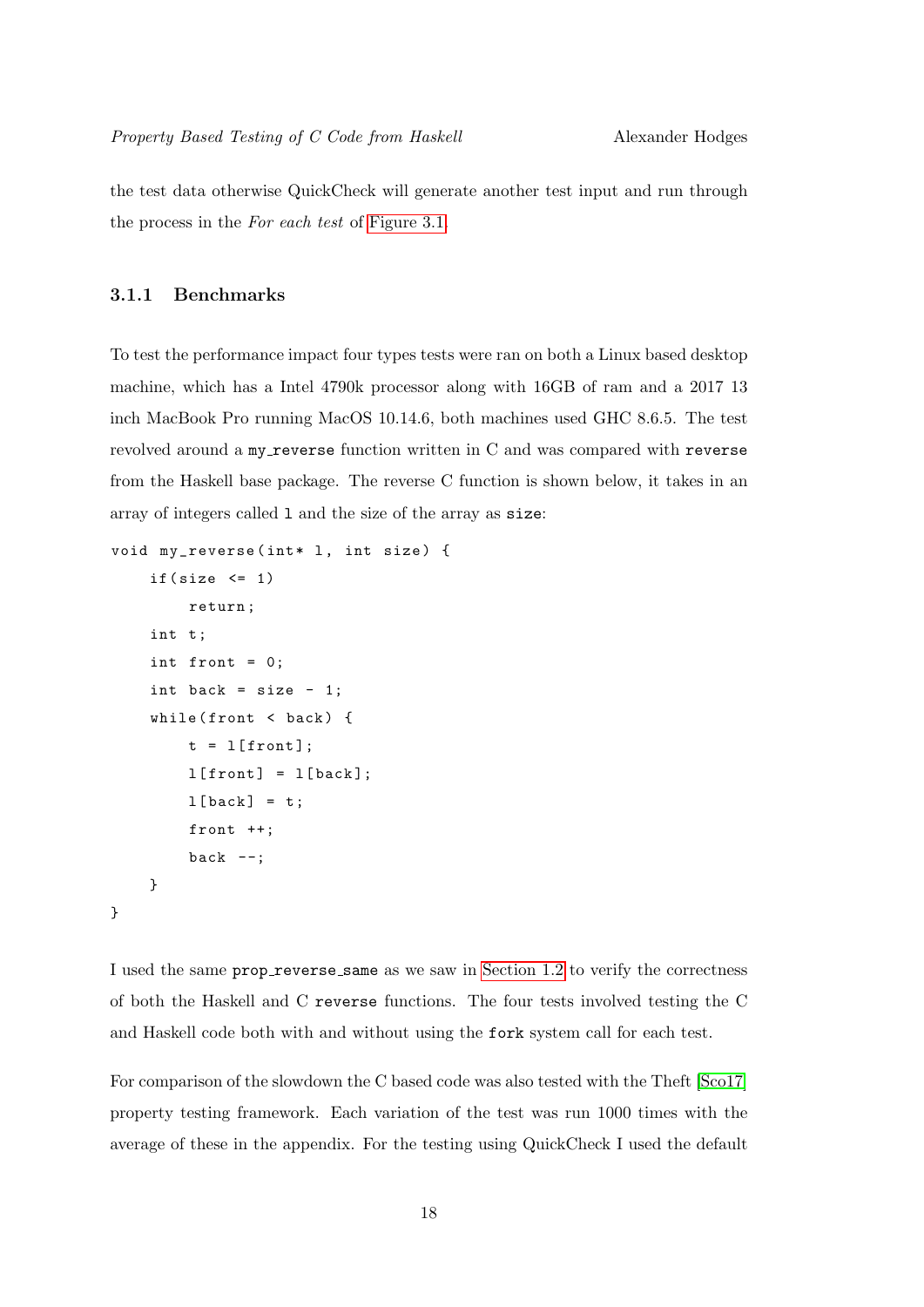the test data otherwise QuickCheck will generate another test input and run through the process in the *For each test* of Figure 3.1.

### 3.1.1 Benchmarks

To test the performance impact four types tests were ran on both a Linux based desktop machine, which has a Intel 4790k processor along with 16GB of ram and a 2017 13 inch MacBook Pro running MacOS 10.14.6, both machines used GHC 8.6.5. The test revolved around a `my_reverse` function written in C and was compared with `reverse` from the Haskell base package. The reverse C function is shown below, it takes in an array of integers called `l` and the size of the array as `size`:

```
void my_reverse(int* l, int size) {
    if(size <= 1)
        return;
    int t;
    int front = 0;
    int back = size - 1;
    while(front < back) {
        t = l[front];
        l[front] = l[back];
        l[back] = t;
        front ++;
        back --;
    }
}
```

I used the same `prop_reverse_same` as we saw in Section 1.2 to verify the correctness of both the Haskell and C `reverse` functions. The four tests involved testing the C and Haskell code both with and without using the `fork` system call for each test.

For comparison of the slowdown the C based code was also tested with the Theft [Sco17] property testing framework. Each variation of the test was run 1000 times with the average of these in the appendix. For the testing using QuickCheck I used the default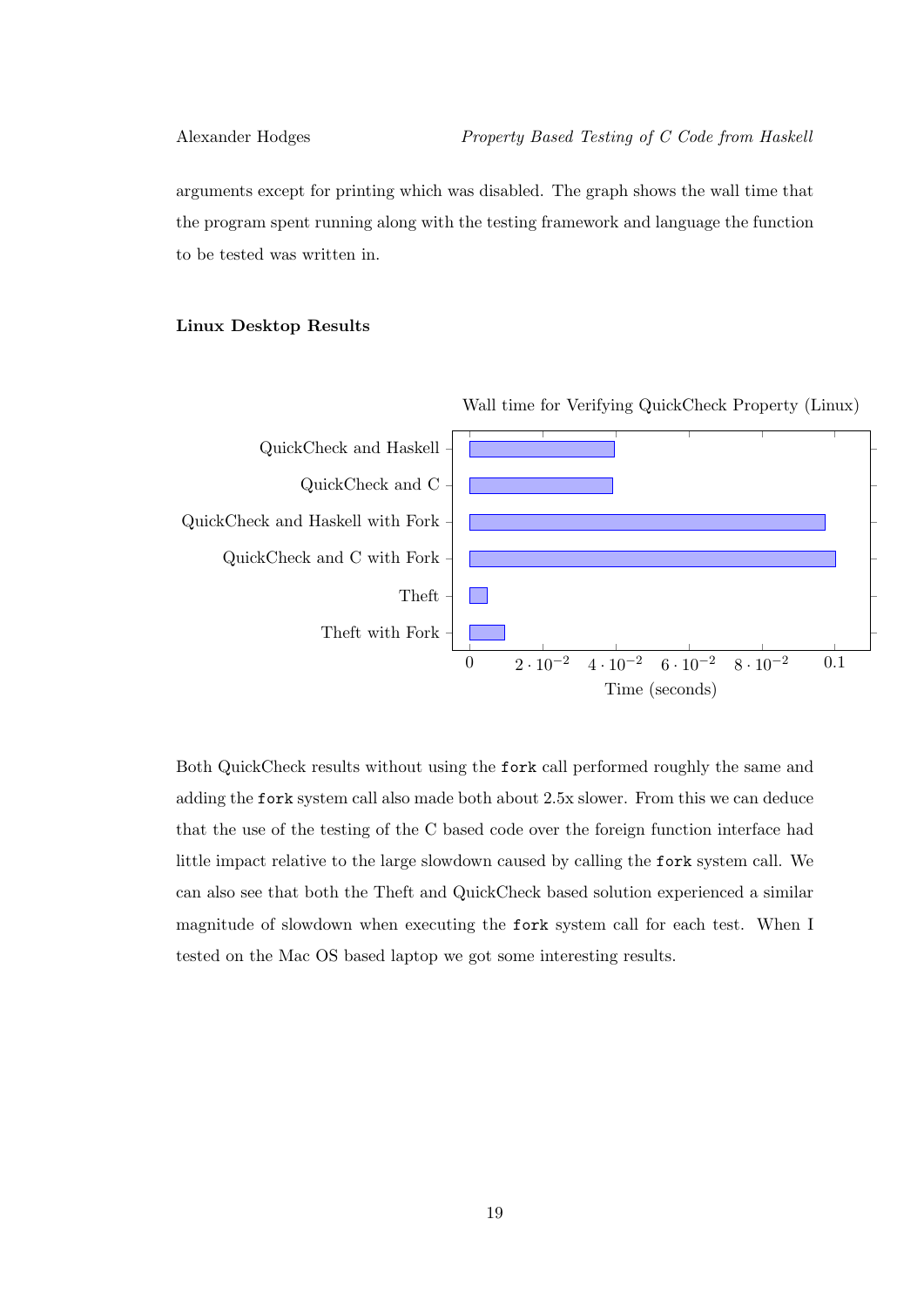arguments except for printing which was disabled. The graph shows the wall time that the program spent running along with the testing framework and language the function to be tested was written in.

#### Linux Desktop Results

Wall time for Verifying QuickCheck Property (Linux)

QuickCheck and Haskell

QuickCheck and C

QuickCheck and Haskell with Fork

QuickCheck and C with Fork

Theft

Theft with Fork

0 $2 \cdot 10^{-2}$ $4 \cdot 10^{-2}$ $6 \cdot 10^{-2}$ $8 \cdot 10^{-2}$ 0.1

Time (seconds)

Both QuickCheck results without using the `fork` call performed roughly the same and adding the `fork` system call also made both about 2.5x slower. From this we can deduce that the use of the testing of the C based code over the foreign function interface had little impact relative to the large slowdown caused by calling the `fork` system call. We can also see that both the Theft and QuickCheck based solution experienced a similar magnitude of slowdown when executing the `fork` system call for each test. When I tested on the Mac OS based laptop we got some interesting results.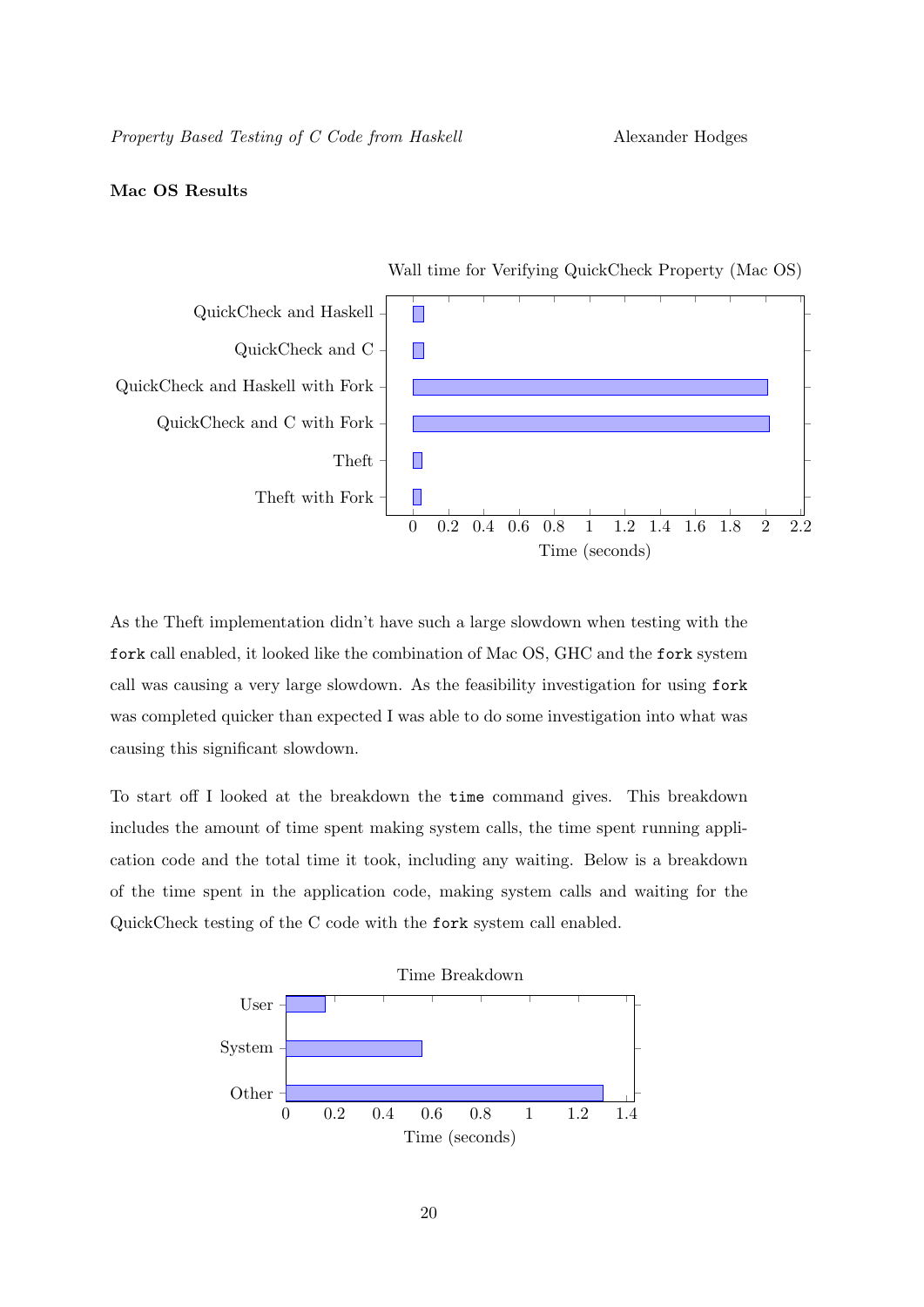**Mac OS Results**

Wall time for Verifying QuickCheck Property (Mac OS)

QuickCheck and Haskell

QuickCheck and C

QuickCheck and Haskell with Fork

QuickCheck and C with Fork

Theft

Theft with Fork

0 0.2 0.4 0.6 0.8 1 1.2 1.4 1.6 1.8 2 2.2

Time (seconds)

As the Theft implementation didn't have such a large slowdown when testing with the `fork` call enabled, it looked like the combination of Mac OS, GHC and the `fork` system call was causing a very large slowdown. As the feasibility investigation for using `fork` was completed quicker than expected I was able to do some investigation into what was causing this significant slowdown.

To start off I looked at the breakdown the `time` command gives. This breakdown includes the amount of time spent making system calls, the time spent running application code and the total time it took, including any waiting. Below is a breakdown of the time spent in the application code, making system calls and waiting for the QuickCheck testing of the C code with the `fork` system call enabled.

Time Breakdown

User

System

Other

0 0.2 0.4 0.6 0.8 1 1.2 1.4

Time (seconds)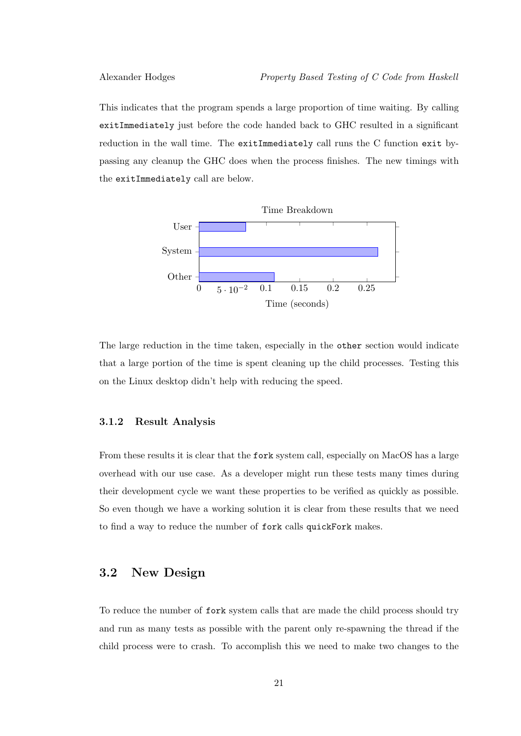This indicates that the program spends a large proportion of time waiting. By calling `exitImmediately` just before the code handed back to GHC resulted in a significant reduction in the wall time. The `exitImmediately` call runs the C function `exit` bypassing any cleanup the GHC does when the process finishes. The new timings with the `exitImmediately` call are below.

Time Breakdown

User

System

Other

0 $5 \cdot 10^{-2}$ 0.1 0.15 0.2 0.25

Time (seconds)

The large reduction in the time taken, especially in the `other` section would indicate that a large portion of the time is spent cleaning up the child processes. Testing this on the Linux desktop didn't help with reducing the speed.

### 3.1.2 Result Analysis

From these results it is clear that the `fork` system call, especially on MacOS has a large overhead with our use case. As a developer might run these tests many times during their development cycle we want these properties to be verified as quickly as possible. So even though we have a working solution it is clear from these results that we need to find a way to reduce the number of `fork` calls `quickFork` makes.

## 3.2 New Design

To reduce the number of `fork` system calls that are made the child process should try and run as many tests as possible with the parent only re-spawning the thread if the child process were to crash. To accomplish this we need to make two changes to the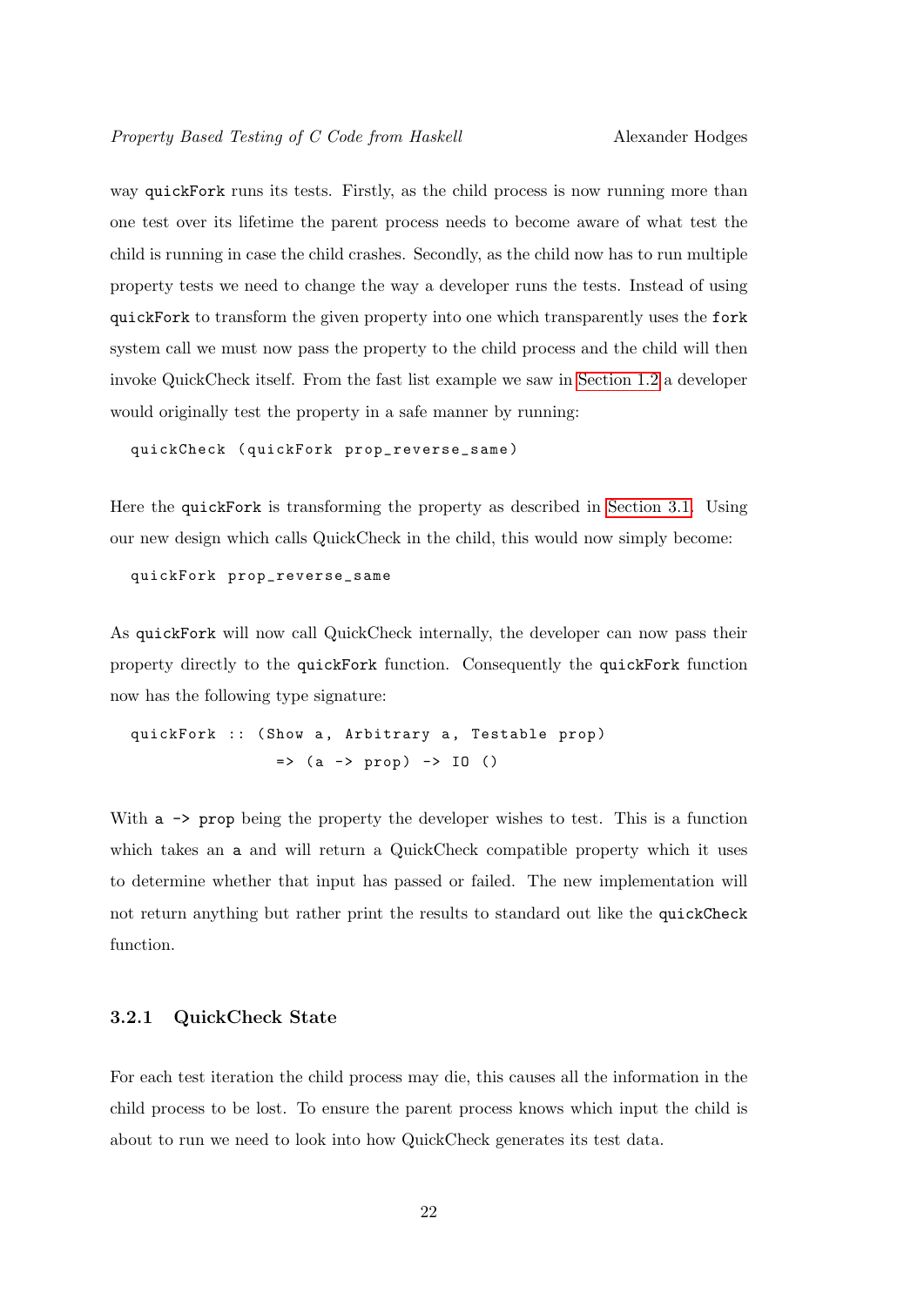way `quickFork` runs its tests. Firstly, as the child process is now running more than one test over its lifetime the parent process needs to become aware of what test the child is running in case the child crashes. Secondly, as the child now has to run multiple property tests we need to change the way a developer runs the tests. Instead of using `quickFork` to transform the given property into one which transparently uses the `fork` system call we must now pass the property to the child process and the child will then invoke QuickCheck itself. From the fast list example we saw in Section 1.2 a developer would originally test the property in a safe manner by running:

```
quickCheck (quickFork prop_reverse_same)
```

Here the `quickFork` is transforming the property as described in Section 3.1. Using our new design which calls QuickCheck in the child, this would now simply become:

```
quickFork prop_reverse_same
```

As `quickFork` will now call QuickCheck internally, the developer can now pass their property directly to the `quickFork` function. Consequently the `quickFork` function now has the following type signature:

```
quickFork :: (Show a, Arbitrary a, Testable prop)
               => (a -> prop) -> IO ()
```

With `a -> prop` being the property the developer wishes to test. This is a function which takes an `a` and will return a QuickCheck compatible property which it uses to determine whether that input has passed or failed. The new implementation will not return anything but rather print the results to standard out like the `quickCheck` function.

### 3.2.1 QuickCheck State

For each test iteration the child process may die, this causes all the information in the child process to be lost. To ensure the parent process knows which input the child is about to run we need to look into how QuickCheck generates its test data.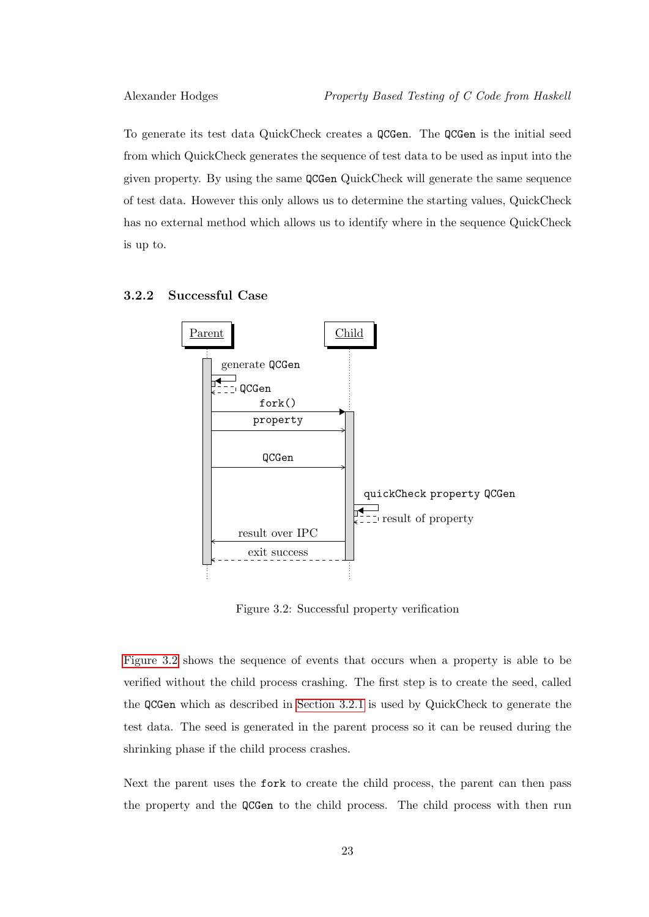To generate its test data QuickCheck creates a `QCGen`. The `QCGen` is the initial seed from which QuickCheck generates the sequence of test data to be used as input into the given property. By using the same `QCGen` QuickCheck will generate the same sequence of test data. However this only allows us to determine the starting values, QuickCheck has no external method which allows us to identify where in the sequence QuickCheck is up to.

### 3.2.2 Successful Case

Parent

Child

generate `QCGen`

`QCGen`

`fork()`

`property`

`QCGen`

`quickCheck property QCGen`

result of property

result over IPC

exit success

Figure 3.2: Successful property verification

Figure 3.2 shows the sequence of events that occurs when a property is able to be verified without the child process crashing. The first step is to create the seed, called the `QCGen` which as described in Section 3.2.1 is used by QuickCheck to generate the test data. The seed is generated in the parent process so it can be reused during the shrinking phase if the child process crashes.

Next the parent uses the `fork` to create the child process, the parent can then pass the property and the `QCGen` to the child process. The child process with then run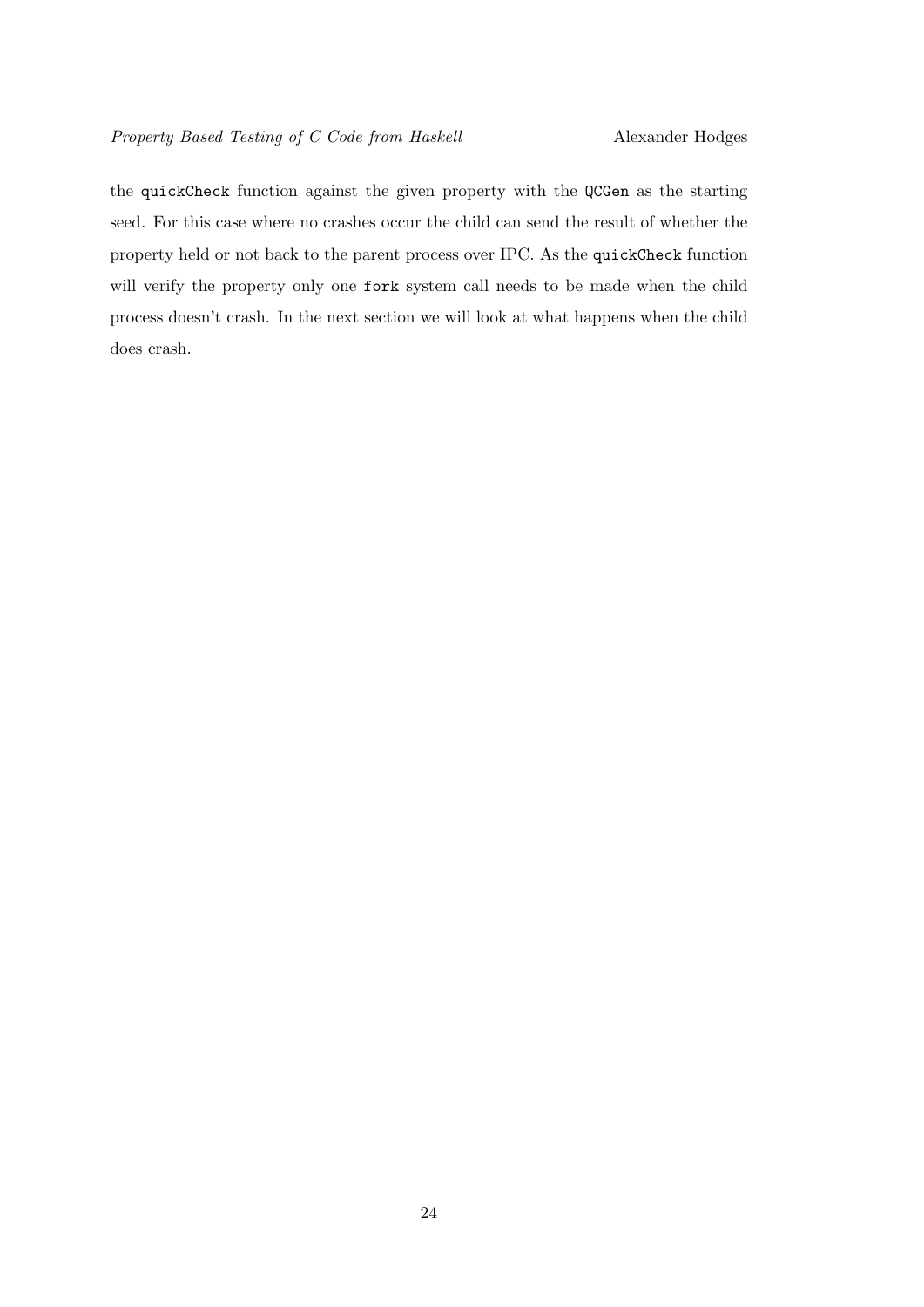the `quickCheck` function against the given property with the `QCGen` as the starting seed. For this case where no crashes occur the child can send the result of whether the property held or not back to the parent process over IPC. As the `quickCheck` function will verify the property only one `fork` system call needs to be made when the child process doesn't crash. In the next section we will look at what happens when the child does crash.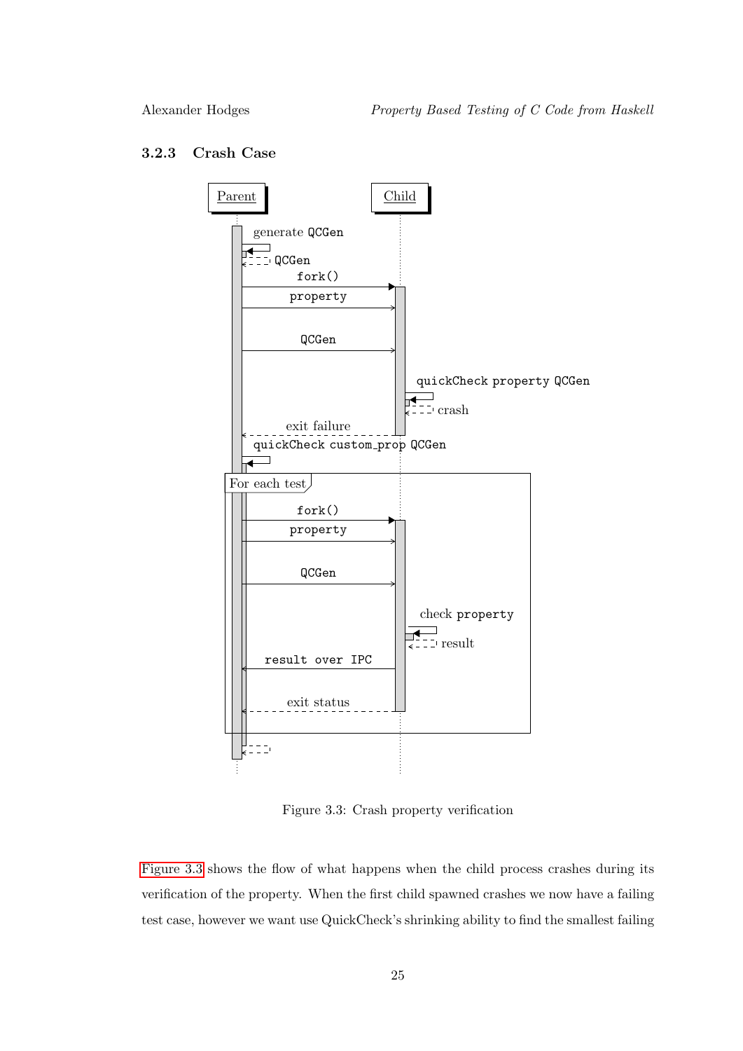### 3.2.3 Crash Case

Parent

Child

generate QCGen

QCGen

fork()

property

QCGen

quickCheck property QCGen

crash

exit failure

quickCheck custom_prop QCGen

For each test

fork()

property

QCGen

check property

result

result over IPC

exit status

Figure 3.3: Crash property verification

Figure 3.3 shows the flow of what happens when the child process crashes during its verification of the property. When the first child spawned crashes we now have a failing test case, however we want use QuickCheck's shrinking ability to find the smallest failing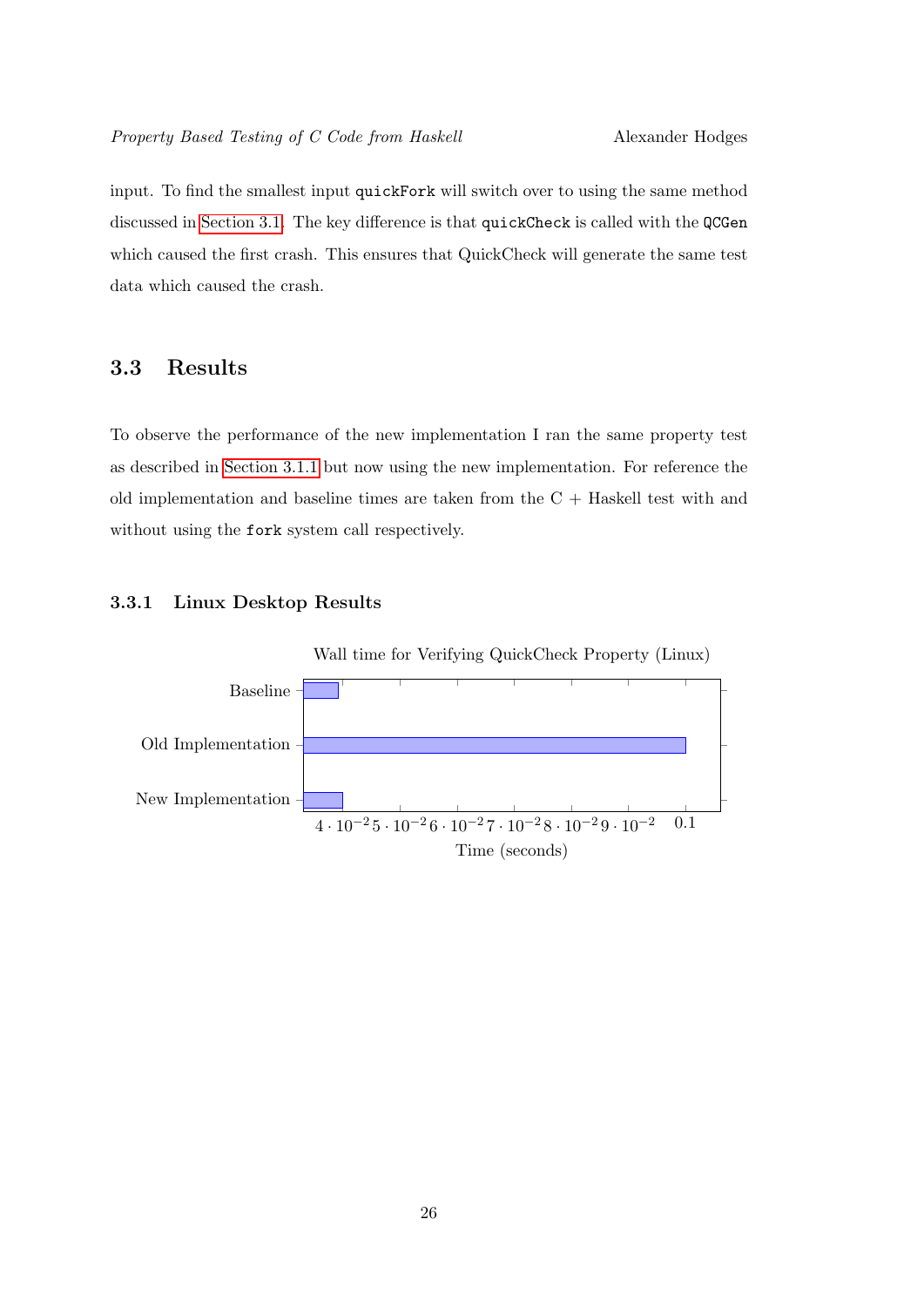input. To find the smallest input `quickFork` will switch over to using the same method discussed in Section 3.1. The key difference is that `quickCheck` is called with the `QCGen` which caused the first crash. This ensures that QuickCheck will generate the same test data which caused the crash.

## 3.3 Results

To observe the performance of the new implementation I ran the same property test as described in Section 3.1.1 but now using the new implementation. For reference the old implementation and baseline times are taken from the C + Haskell test with and without using the `fork` system call respectively.

### 3.3.1 Linux Desktop Results

Wall time for Verifying QuickCheck Property (Linux)

Baseline

Old Implementation

New Implementation

$4 \cdot 10^{-2}$ $5 \cdot 10^{-2}$ $6 \cdot 10^{-2}$ $7 \cdot 10^{-2}$ $8 \cdot 10^{-2}$ $9 \cdot 10^{-2}$ 0.1

Time (seconds)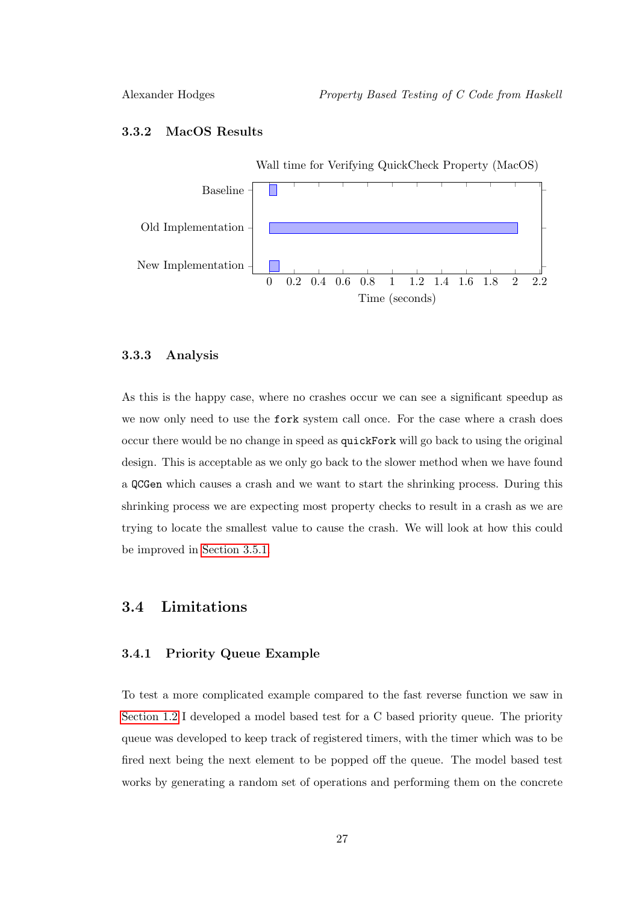### 3.3.2 MacOS Results

Wall time for Verifying QuickCheck Property (MacOS)

Baseline

Old Implementation

New Implementation

0 0.2 0.4 0.6 0.8 1 1.2 1.4 1.6 1.8 2 2.2

Time (seconds)

### 3.3.3 Analysis

As this is the happy case, where no crashes occur we can see a significant speedup as we now only need to use the `fork` system call once. For the case where a crash does occur there would be no change in speed as `quickFork` will go back to using the original design. This is acceptable as we only go back to the slower method when we have found a `QCGen` which causes a crash and we want to start the shrinking process. During this shrinking process we are expecting most property checks to result in a crash as we are trying to locate the smallest value to cause the crash. We will look at how this could be improved in Section 3.5.1.

## 3.4 Limitations

### 3.4.1 Priority Queue Example

To test a more complicated example compared to the fast reverse function we saw in Section 1.2 I developed a model based test for a C based priority queue. The priority queue was developed to keep track of registered timers, with the timer which was to be fired next being the next element to be popped off the queue. The model based test works by generating a random set of operations and performing them on the concrete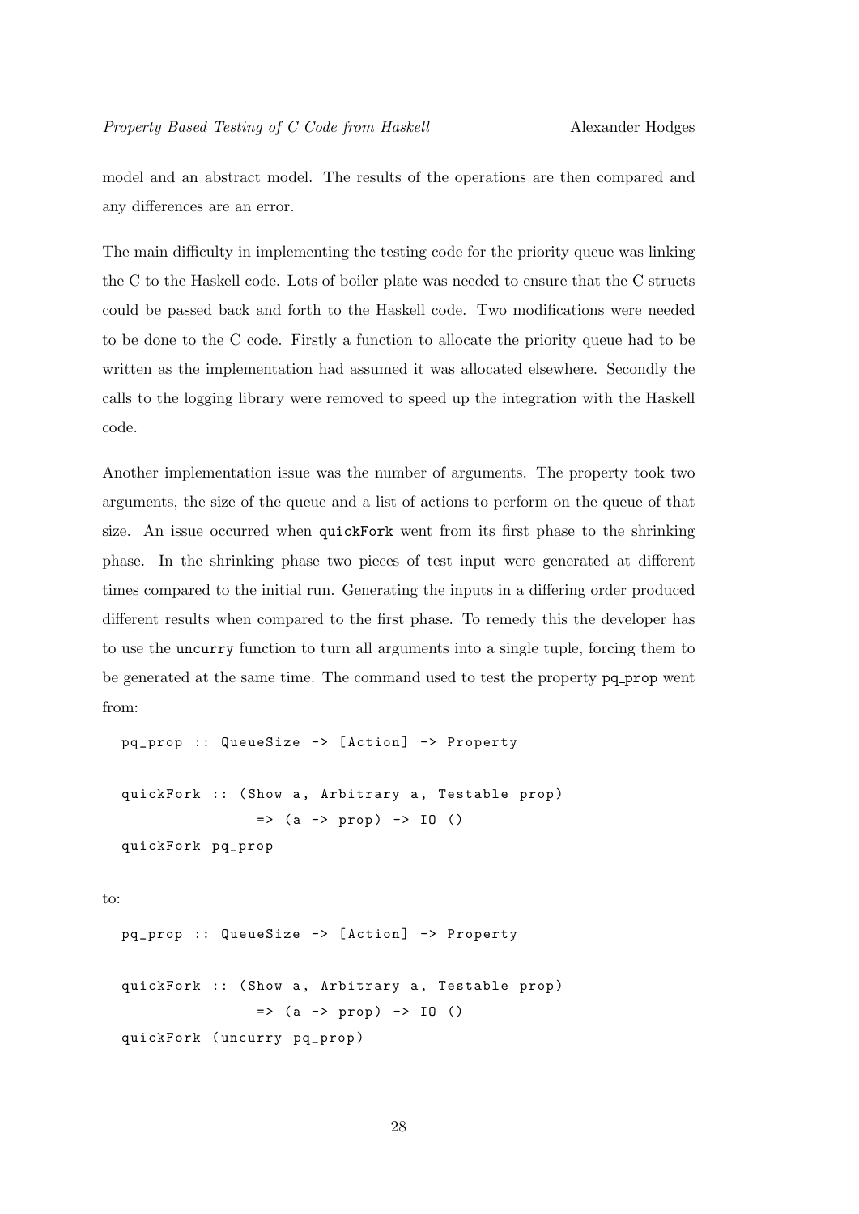model and an abstract model. The results of the operations are then compared and any differences are an error.

The main difficulty in implementing the testing code for the priority queue was linking the C to the Haskell code. Lots of boiler plate was needed to ensure that the C structs could be passed back and forth to the Haskell code. Two modifications were needed to be done to the C code. Firstly a function to allocate the priority queue had to be written as the implementation had assumed it was allocated elsewhere. Secondly the calls to the logging library were removed to speed up the integration with the Haskell code.

Another implementation issue was the number of arguments. The property took two arguments, the size of the queue and a list of actions to perform on the queue of that size. An issue occurred when `quickFork` went from its first phase to the shrinking phase. In the shrinking phase two pieces of test input were generated at different times compared to the initial run. Generating the inputs in a differing order produced different results when compared to the first phase. To remedy this the developer has to use the `uncurry` function to turn all arguments into a single tuple, forcing them to be generated at the same time. The command used to test the property `pq_prop` went from:

```
pq_prop :: QueueSize -> [Action] -> Property

quickFork :: (Show a, Arbitrary a, Testable prop)
             => (a -> prop) -> IO ()
quickFork pq_prop
```

to:

```
pq_prop :: QueueSize -> [Action] -> Property

quickFork :: (Show a, Arbitrary a, Testable prop)
             => (a -> prop) -> IO ()
quickFork (uncurry pq_prop)
```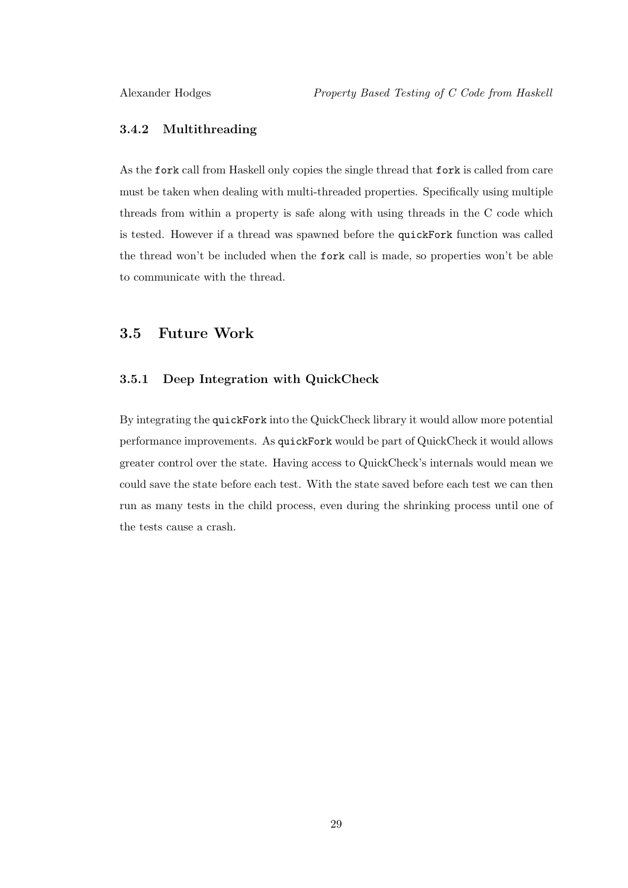### 3.4.2 Multithreading

As the `fork` call from Haskell only copies the single thread that `fork` is called from care must be taken when dealing with multi-threaded properties. Specifically using multiple threads from within a property is safe along with using threads in the C code which is tested. However if a thread was spawned before the `quickFork` function was called the thread won't be included when the `fork` call is made, so properties won't be able to communicate with the thread.

## 3.5 Future Work

### 3.5.1 Deep Integration with QuickCheck

By integrating the `quickFork` into the QuickCheck library it would allow more potential performance improvements. As `quickFork` would be part of QuickCheck it would allows greater control over the state. Having access to QuickCheck's internals would mean we could save the state before each test. With the state saved before each test we can then run as many tests in the child process, even during the shrinking process until one of the tests cause a crash.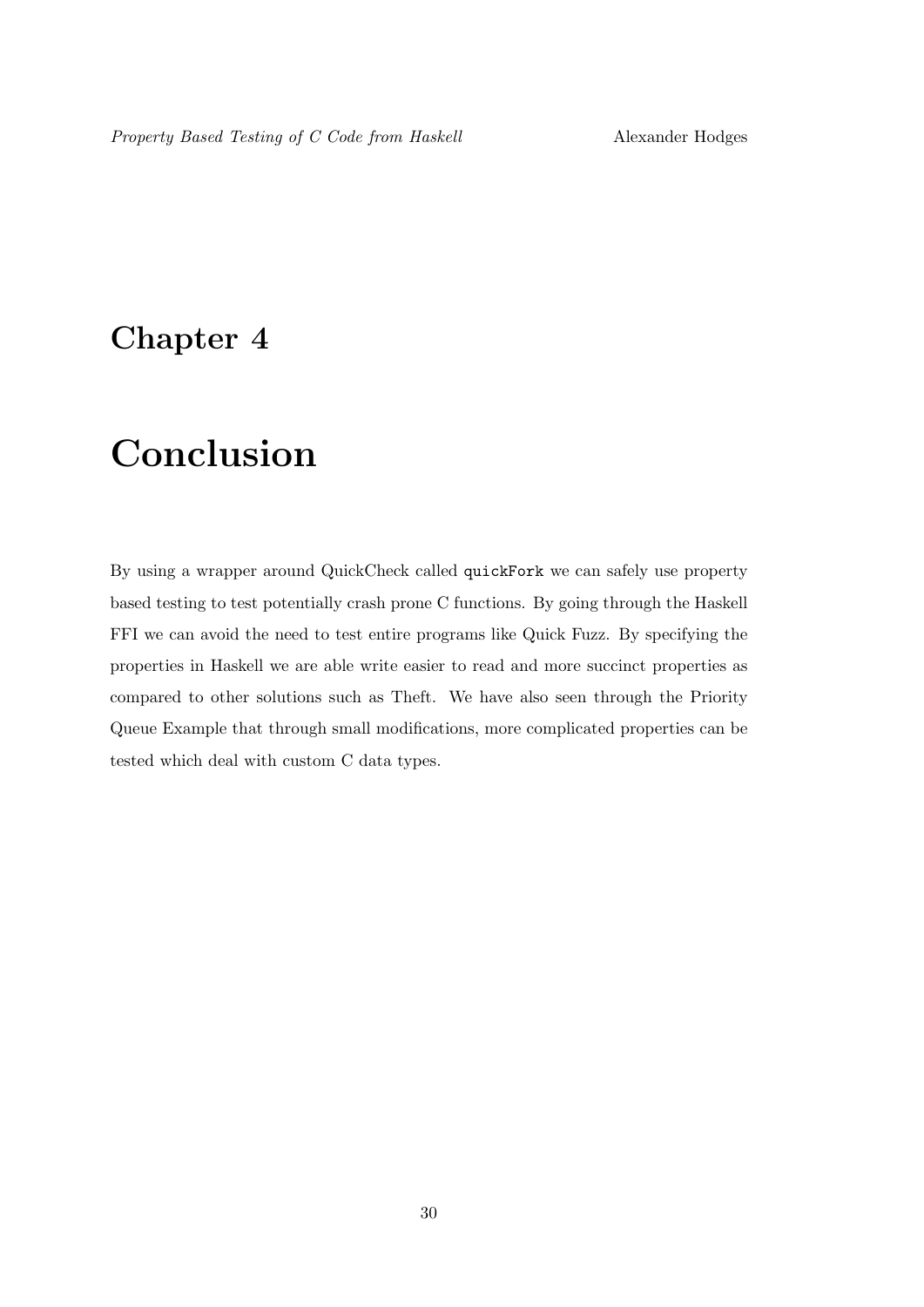# Chapter 4

# Conclusion

By using a wrapper around QuickCheck called `quickFork` we can safely use property based testing to test potentially crash prone C functions. By going through the Haskell FFI we can avoid the need to test entire programs like Quick Fuzz. By specifying the properties in Haskell we are able write easier to read and more succinct properties as compared to other solutions such as Theft. We have also seen through the Priority Queue Example that through small modifications, more complicated properties can be tested which deal with custom C data types.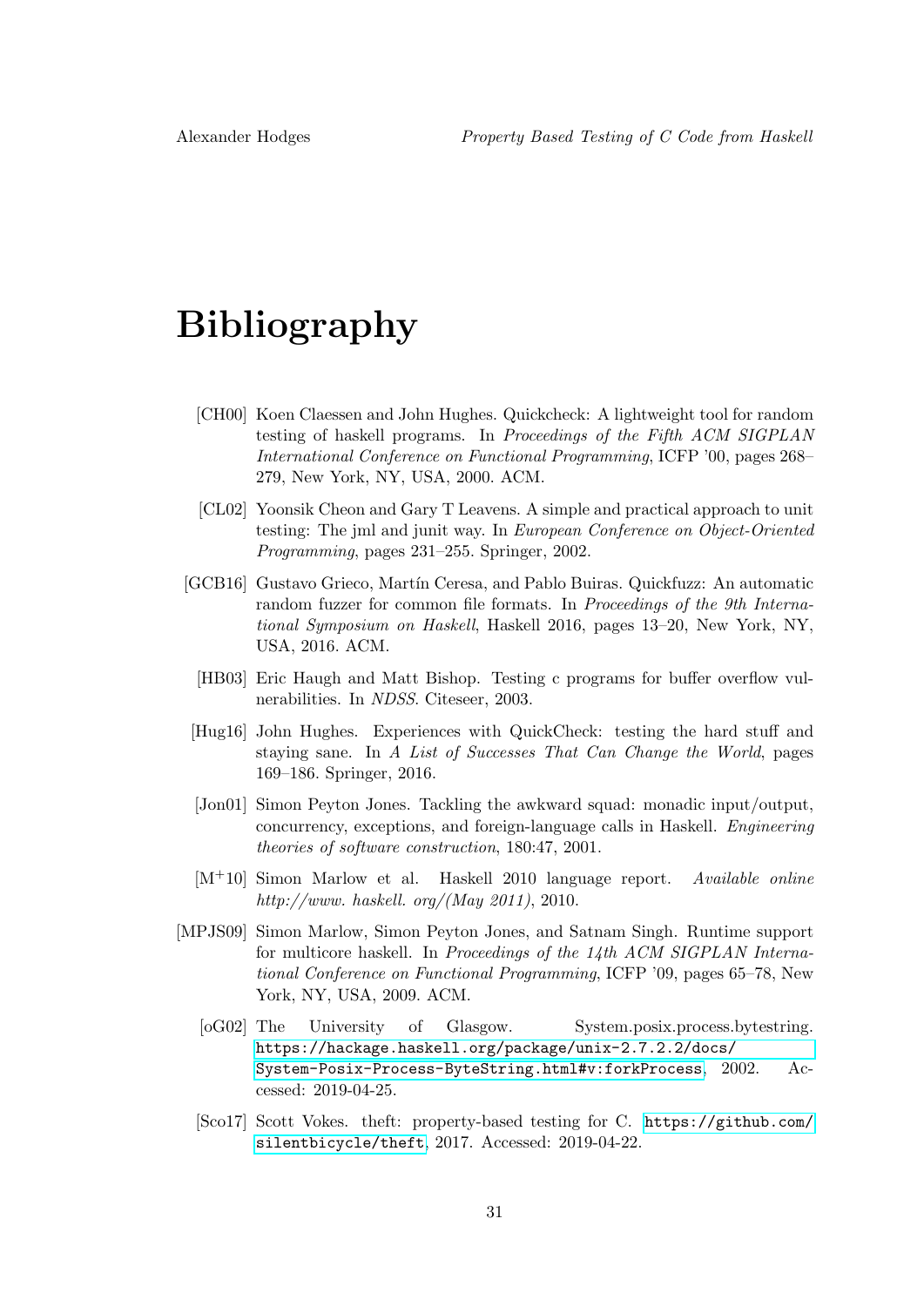# Bibliography

[CH00] Koen Claessen and John Hughes. Quickcheck: A lightweight tool for random testing of haskell programs. In *Proceedings of the Fifth ACM SIGPLAN International Conference on Functional Programming*, ICFP '00, pages 268–279, New York, NY, USA, 2000. ACM.

[CL02] Yoonsik Cheon and Gary T Leavens. A simple and practical approach to unit testing: The jml and junit way. In *European Conference on Object-Oriented Programming*, pages 231–255. Springer, 2002.

[GCB16] Gustavo Grieco, Martín Ceresa, and Pablo Buiras. Quickfuzz: An automatic random fuzzer for common file formats. In *Proceedings of the 9th International Symposium on Haskell*, Haskell 2016, pages 13–20, New York, NY, USA, 2016. ACM.

[HB03] Eric Haugh and Matt Bishop. Testing c programs for buffer overflow vulnerabilities. In *NDSS*. Citeseer, 2003.

[Hug16] John Hughes. Experiences with QuickCheck: testing the hard stuff and staying sane. In *A List of Successes That Can Change the World*, pages 169–186. Springer, 2016.

[Jon01] Simon Peyton Jones. Tackling the awkward squad: monadic input/output, concurrency, exceptions, and foreign-language calls in Haskell. *Engineering theories of software construction*, 180:47, 2001.

[M+10] Simon Marlow et al. Haskell 2010 language report. *Available online http://www. haskell. org/(May 2011)*, 2010.

[MPJS09] Simon Marlow, Simon Peyton Jones, and Satnam Singh. Runtime support for multicore haskell. In *Proceedings of the 14th ACM SIGPLAN International Conference on Functional Programming*, ICFP '09, pages 65–78, New York, NY, USA, 2009. ACM.

[oG02] The University of Glasgow. System.posix.process.bytestring. `https://hackage.haskell.org/package/unix-2.7.2.2/docs/System-Posix-Process-ByteString.html#v:forkProcess`, 2002. Accessed: 2019-04-25.

[Sco17] Scott Vokes. theft: property-based testing for C. `https://github.com/silentbicycle/theft`, 2017. Accessed: 2019-04-22.